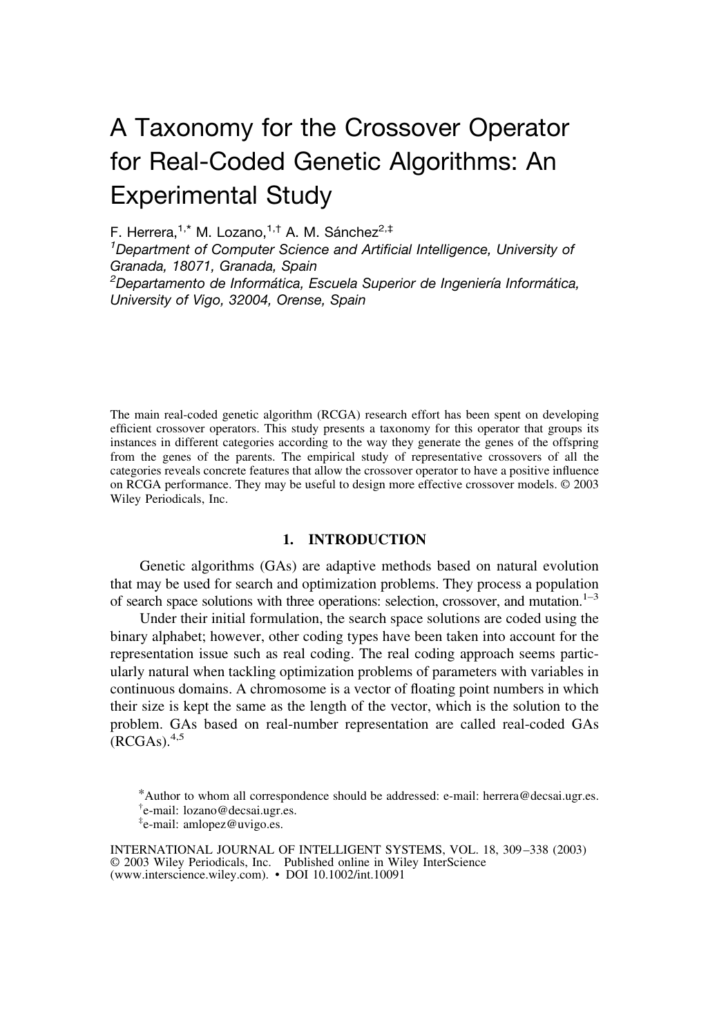# A Taxonomy for the Crossover Operator for Real-Coded Genetic Algorithms: An Experimental Study

F. Herrera,[1,*] M. Lozano,[1,†] A. M. Sánchez[2,‡]

[1]*Department of Computer Science and Artificial Intelligence, University of Granada, 18071, Granada, Spain*

[2]*Departamento de Informática, Escuela Superior de Ingeniería Informática, University of Vigo, 32004, Orense, Spain*

The main real-coded genetic algorithm (RCGA) research effort has been spent on developing efficient crossover operators. This study presents a taxonomy for this operator that groups its instances in different categories according to the way they generate the genes of the offspring from the genes of the parents. The empirical study of representative crossovers of all the categories reveals concrete features that allow the crossover operator to have a positive influence on RCGA performance. They may be useful to design more effective crossover models. © 2003 Wiley Periodicals, Inc.

## 1. INTRODUCTION

Genetic algorithms (GAs) are adaptive methods based on natural evolution that may be used for search and optimization problems. They process a population of search space solutions with three operations: selection, crossover, and mutation.[1–3]

Under their initial formulation, the search space solutions are coded using the binary alphabet; however, other coding types have been taken into account for the representation issue such as real coding. The real coding approach seems particularly natural when tackling optimization problems of parameters with variables in continuous domains. A chromosome is a vector of floating point numbers in which their size is kept the same as the length of the vector, which is the solution to the problem. GAs based on real-number representation are called real-coded GAs (RCGAs).[4,5]

*Author to whom all correspondence should be addressed: e-mail: herrera@decsai.ugr.es.

†e-mail: lozano@decsai.ugr.es.

‡e-mail: amlopez@uvigo.es.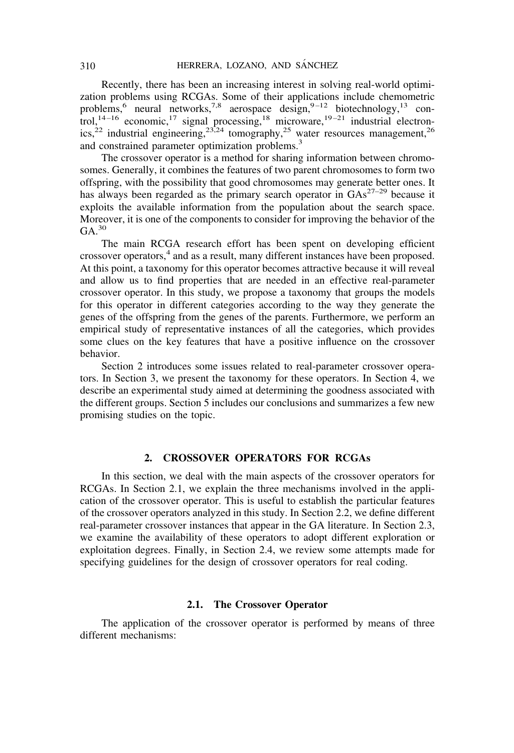Recently, there has been an increasing interest in solving real-world optimization problems using RCGAs. Some of their applications include chemometric problems,[6] neural networks,[7,8] aerospace design,[9–12] biotechnology,[13] control,[14–16] economic,[17] signal processing,[18] microware,[19–21] industrial electronics,[22] industrial engineering,[23,24] tomography,[25] water resources management,[26] and constrained parameter optimization problems.[3]

The crossover operator is a method for sharing information between chromosomes. Generally, it combines the features of two parent chromosomes to form two offspring, with the possibility that good chromosomes may generate better ones. It has always been regarded as the primary search operator in GAs[27–29] because it exploits the available information from the population about the search space. Moreover, it is one of the components to consider for improving the behavior of the GA.[30]

The main RCGA research effort has been spent on developing efficient crossover operators,[4] and as a result, many different instances have been proposed. At this point, a taxonomy for this operator becomes attractive because it will reveal and allow us to find properties that are needed in an effective real-parameter crossover operator. In this study, we propose a taxonomy that groups the models for this operator in different categories according to the way they generate the genes of the offspring from the genes of the parents. Furthermore, we perform an empirical study of representative instances of all the categories, which provides some clues on the key features that have a positive influence on the crossover behavior.

Section 2 introduces some issues related to real-parameter crossover operators. In Section 3, we present the taxonomy for these operators. In Section 4, we describe an experimental study aimed at determining the goodness associated with the different groups. Section 5 includes our conclusions and summarizes a few new promising studies on the topic.

## 2. CROSSOVER OPERATORS FOR RCGAs

In this section, we deal with the main aspects of the crossover operators for RCGAs. In Section 2.1, we explain the three mechanisms involved in the application of the crossover operator. This is useful to establish the particular features of the crossover operators analyzed in this study. In Section 2.2, we define different real-parameter crossover instances that appear in the GA literature. In Section 2.3, we examine the availability of these operators to adopt different exploration or exploitation degrees. Finally, in Section 2.4, we review some attempts made for specifying guidelines for the design of crossover operators for real coding.

### 2.1. The Crossover Operator

The application of the crossover operator is performed by means of three different mechanisms: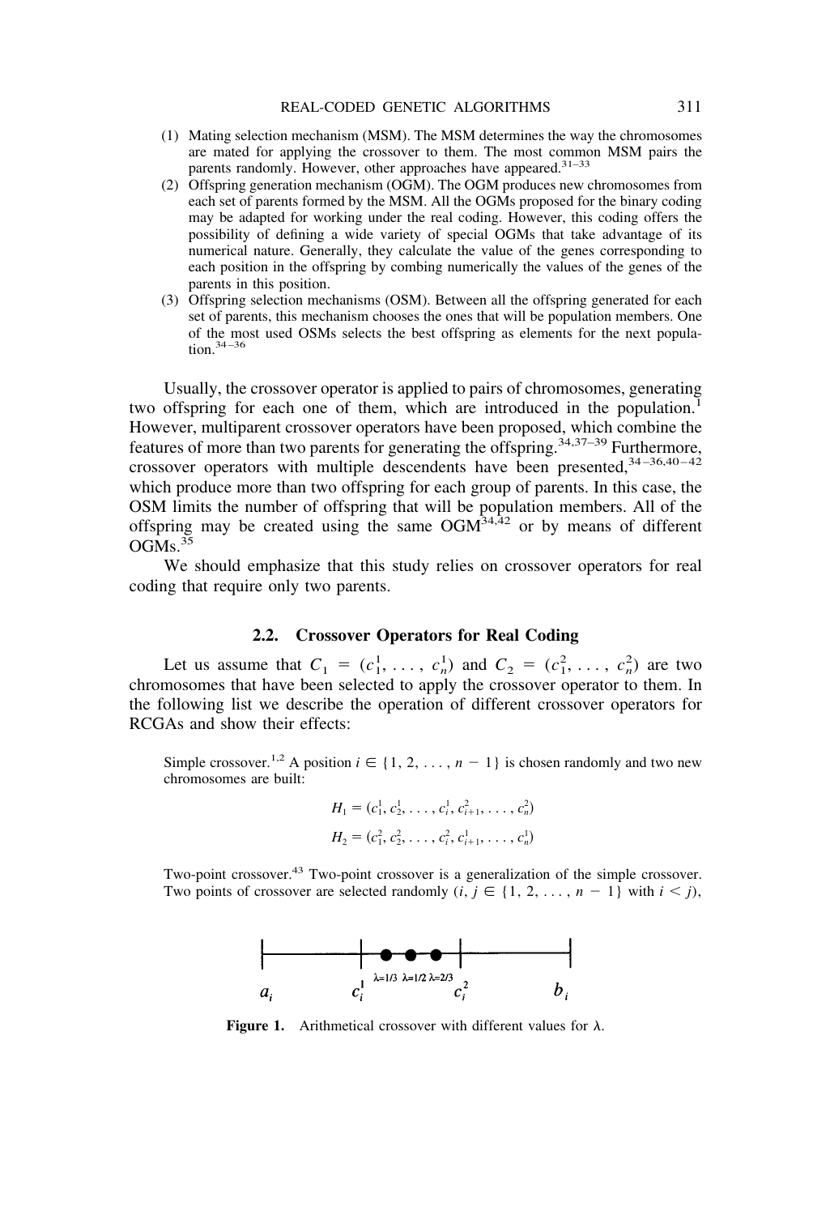(1) Mating selection mechanism (MSM). The MSM determines the way the chromosomes are mated for applying the crossover to them. The most common MSM pairs the parents randomly. However, other approaches have appeared.[31–33]

(2) Offspring generation mechanism (OGM). The OGM produces new chromosomes from each set of parents formed by the MSM. All the OGMs proposed for the binary coding may be adapted for working under the real coding. However, this coding offers the possibility of defining a wide variety of special OGMs that take advantage of its numerical nature. Generally, they calculate the value of the genes corresponding to each position in the offspring by combing numerically the values of the genes of the parents in this position.

(3) Offspring selection mechanisms (OSM). Between all the offspring generated for each set of parents, this mechanism chooses the ones that will be population members. One of the most used OSMs selects the best offspring as elements for the next population.[34–36]

Usually, the crossover operator is applied to pairs of chromosomes, generating two offspring for each one of them, which are introduced in the population.[1] However, multiparent crossover operators have been proposed, which combine the features of more than two parents for generating the offspring.[34,37–39] Furthermore, crossover operators with multiple descendents have been presented,[34–36,40–42] which produce more than two offspring for each group of parents. In this case, the OSM limits the number of offspring that will be population members. All of the offspring may be created using the same OGM[34,42] or by means of different OGMs.[35]

We should emphasize that this study relies on crossover operators for real coding that require only two parents.

### 2.2. Crossover Operators for Real Coding

Let us assume that $C_1 = (c_1^1, \ldots, c_n^1)$ and $C_2 = (c_1^2, \ldots, c_n^2)$ are two chromosomes that have been selected to apply the crossover operator to them. In the following list we describe the operation of different crossover operators for RCGAs and show their effects:

Simple crossover.[1,2] A position $i \in \{1, 2, \ldots, n - 1\}$ is chosen randomly and two new chromosomes are built:

$$H_1 = (c_1^1, c_2^1, \ldots, c_i^1, c_{i+1}^2, \ldots, c_n^2)$$

$$H_2 = (c_1^2, c_2^2, \ldots, c_i^2, c_{i+1}^1, \ldots, c_n^1)$$

Two-point crossover.[43] Two-point crossover is a generalization of the simple crossover. Two points of crossover are selected randomly ($i, j \in \{1, 2, \ldots, n - 1\}$ with $i < j$),

$a_i$ $c_i^1$ $\lambda=1/3$ $\lambda=1/2$ $\lambda=2/3$ $c_i^2$ $b_i$

**Figure 1.** Arithmetical crossover with different values for $\lambda$.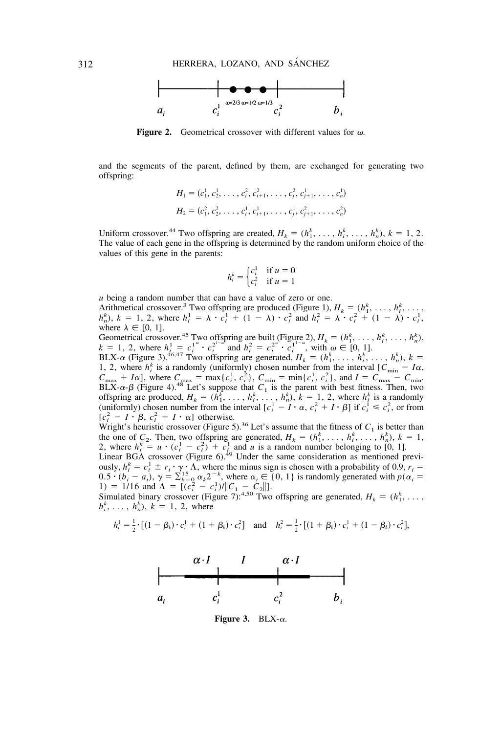$a_i$ $c_i^1$ $\omega$=2/3 $\omega$=1/2 $\omega$=1/3 $c_i^2$ $b_i$

**Figure 2.** Geometrical crossover with different values for $\omega$.

and the segments of the parent, defined by them, are exchanged for generating two offspring:

$$H_1 = (c_1^1, c_2^1, \ldots, c_i^2, c_{i+1}^2, \ldots, c_j^2, c_{j+1}^1, \ldots, c_n^1)$$

$$H_2 = (c_1^2, c_2^2, \ldots, c_i^1, c_{i+1}^1, \ldots, c_j^1, c_{j+1}^2, \ldots, c_n^2)$$

Uniform crossover.[44] Two offspring are created, $H_k = (h_1^k, \ldots, h_i^k, \ldots, h_n^k)$, $k = 1, 2$. The value of each gene in the offspring is determined by the random uniform choice of the values of this gene in the parents:

$$h_i^k = \begin{cases} c_i^1 & \text{if } u = 0 \\ c_i^2 & \text{if } u = 1 \end{cases}$$

$u$ being a random number that can have a value of zero or one.

Arithmetical crossover.[3] Two offspring are produced (Figure 1), $H_k = (h_1^k, \ldots, h_i^k, \ldots, h_n^k)$, $k = 1, 2$, where $h_i^1 = \lambda \cdot c_i^1 + (1 - \lambda) \cdot c_i^2$ and $h_i^2 = \lambda \cdot c_i^2 + (1 - \lambda) \cdot c_i^1$, where $\lambda \in [0, 1]$.

Geometrical crossover.[45] Two offspring are built (Figure 2), $H_k = (h_1^k, \ldots, h_i^k, \ldots, h_n^k)$, $k = 1, 2$, where $h_i^1 = {c_i^1}^{\omega} \cdot {c_i^2}^{1-\omega}$ and $h_i^2 = {c_i^2}^{\omega} \cdot {c_i^1}^{1-\omega}$, with $\omega \in [0, 1]$.

BLX-$\alpha$ (Figure 3).[46,47] Two offspring are generated, $H_k = (h_1^k, \ldots, h_i^k, \ldots, h_n^k)$, $k = 1, 2$, where $h_i^k$ is a randomly (uniformly) chosen number from the interval $[C_{\min} - I\alpha, C_{\max} + I\alpha]$, where $C_{\max} = \max\{c_i^1, c_i^2\}$, $C_{\min} = \min\{c_i^1, c_i^2\}$, and $I = C_{\max} - C_{\min}$.

BLX-$\alpha$-$\beta$ (Figure 4).[48] Let's suppose that $C_1$ is the parent with best fitness. Then, two offspring are produced, $H_k = (h_1^k, \ldots, h_i^k, \ldots, h_n^k)$, $k = 1, 2$, where $h_i^k$ is a randomly (uniformly) chosen number from the interval $[c_i^1 - I \cdot \alpha, c_i^2 + I \cdot \beta]$ if $c_i^1 \leqslant c_i^2$, or from $[c_i^2 - I \cdot \beta, c_i^1 + I \cdot \alpha]$ otherwise.

Wright's heuristic crossover (Figure 5).[36] Let's assume that the fitness of $C_1$ is better than the one of $C_2$. Then, two offspring are generated, $H_k = (h_1^k, \ldots, h_i^k, \ldots, h_n^k)$, $k = 1, 2$, where $h_i^k = u \cdot (c_i^1 - c_i^2) + c_i^1$ and $u$ is a random number belonging to $[0, 1]$.

Linear BGA crossover (Figure 6).[49] Under the same consideration as mentioned previously, $h_i^k = c_i^1 \pm r_i \cdot \gamma \cdot \Lambda$, where the minus sign is chosen with a probability of 0.9, $r_i = 0.5 \cdot (b_i - a_i)$, $\gamma = \sum_{k=0}^{15} \alpha_k 2^{-k}$, where $\alpha_i \in \{0, 1\}$ is randomly generated with $p(\alpha_i = 1) = 1/16$ and $\Lambda = [(c_i^2 - c_i^1)/\|C_1 - C_2\|]$.

Simulated binary crossover (Figure 7).[4,50] Two offspring are generated, $H_k = (h_1^k, \ldots, h_i^k, \ldots, h_n^k)$, $k = 1, 2$, where

$$h_i^1 = \tfrac{1}{2} \cdot [(1 - \beta_k) \cdot c_i^1 + (1 + \beta_k) \cdot c_i^2] \quad \text{and} \quad h_i^2 = \tfrac{1}{2} \cdot [(1 + \beta_k) \cdot c_i^1 + (1 - \beta_k) \cdot c_i^2],$$

$\alpha \cdot I$ $I$ $\alpha \cdot I$

$a_i$ $c_i^1$ $c_i^2$ $b_i$

**Figure 3.** BLX-$\alpha$.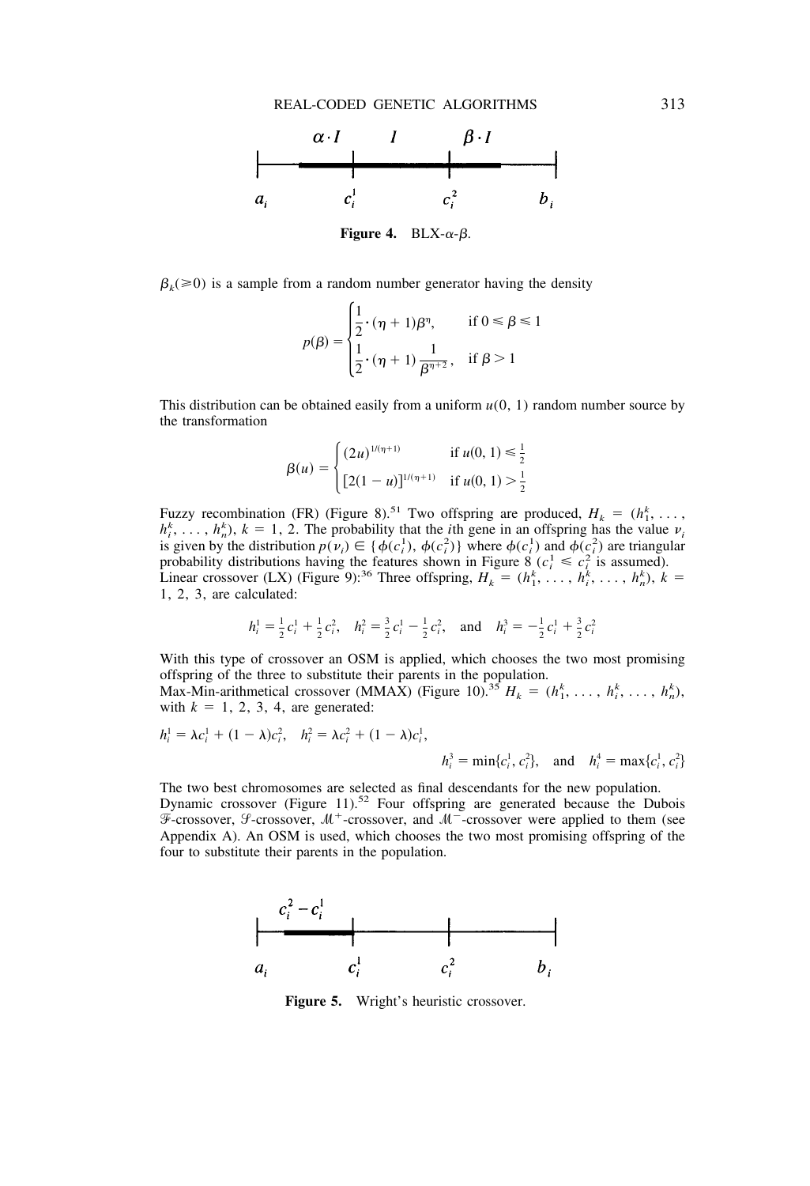Figure 4. BLX-$\alpha$-$\beta$.

$\beta_k (\geqslant 0)$ is a sample from a random number generator having the density

$$p(\beta) = \begin{cases} \frac{1}{2} \cdot (\eta + 1)\beta^{\eta}, & \text{if } 0 \leqslant \beta \leqslant 1 \\ \frac{1}{2} \cdot (\eta + 1) \frac{1}{\beta^{\eta+2}}, & \text{if } \beta > 1 \end{cases}$$

This distribution can be obtained easily from a uniform $u(0, 1)$ random number source by the transformation

$$\beta(u) = \begin{cases} (2u)^{1/(\eta+1)} & \text{if } u(0,1) \leqslant \frac{1}{2} \\ [2(1-u)]^{1/(\eta+1)} & \text{if } u(0,1) > \frac{1}{2} \end{cases}$$

Fuzzy recombination (FR) (Figure 8).[51] Two offspring are produced, $H_k = (h_1^k, \ldots, h_i^k, \ldots, h_n^k)$, $k = 1, 2$. The probability that the $i$th gene in an offspring has the value $\nu_i$ is given by the distribution $p(\nu_i) \in \{\phi(c_i^1), \phi(c_i^2)\}$ where $\phi(c_i^1)$ and $\phi(c_i^2)$ are triangular probability distributions having the features shown in Figure 8 ($c_i^1 \leqslant c_i^2$ is assumed).

Linear crossover (LX) (Figure 9):[36] Three offspring, $H_k = (h_1^k, \ldots, h_i^k, \ldots, h_n^k)$, $k = 1, 2, 3$, are calculated:

$$h_i^1 = \tfrac{1}{2} c_i^1 + \tfrac{1}{2} c_i^2, \quad h_i^2 = \tfrac{3}{2} c_i^1 - \tfrac{1}{2} c_i^2, \quad \text{and} \quad h_i^3 = -\tfrac{1}{2} c_i^1 + \tfrac{3}{2} c_i^2$$

With this type of crossover an OSM is applied, which chooses the two most promising offspring of the three to substitute their parents in the population.

Max-Min-arithmetical crossover (MMAX) (Figure 10).[35] $H_k = (h_1^k, \ldots, h_i^k, \ldots, h_n^k)$, with $k = 1, 2, 3, 4$, are generated:

$$h_i^1 = \lambda c_i^1 + (1 - \lambda) c_i^2, \quad h_i^2 = \lambda c_i^2 + (1 - \lambda) c_i^1,$$

$$h_i^3 = \min\{c_i^1, c_i^2\}, \quad \text{and} \quad h_i^4 = \max\{c_i^1, c_i^2\}$$

The two best chromosomes are selected as final descendants for the new population.

Dynamic crossover (Figure 11).[52] Four offspring are generated because the Dubois $\mathcal{F}$-crossover, $\mathcal{S}$-crossover, $\mathcal{M}^+$-crossover, and $\mathcal{M}^-$-crossover were applied to them (see Appendix A). An OSM is used, which chooses the two most promising offspring of the four to substitute their parents in the population.

Figure 5. Wright's heuristic crossover.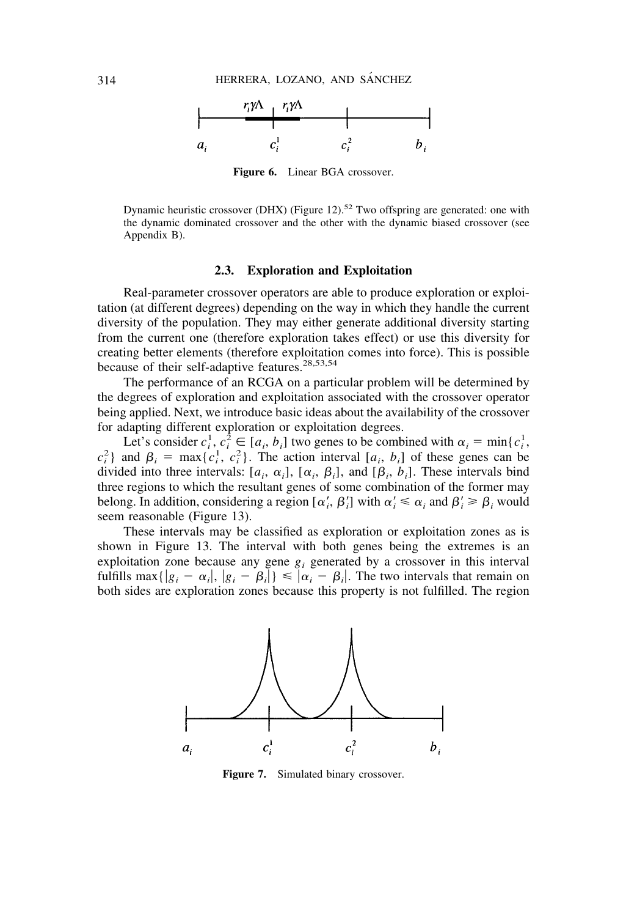Figure 6. Linear BGA crossover.

Dynamic heuristic crossover (DHX) (Figure 12).[52] Two offspring are generated: one with the dynamic dominated crossover and the other with the dynamic biased crossover (see Appendix B).

### 2.3. Exploration and Exploitation

Real-parameter crossover operators are able to produce exploration or exploitation (at different degrees) depending on the way in which they handle the current diversity of the population. They may either generate additional diversity starting from the current one (therefore exploration takes effect) or use this diversity for creating better elements (therefore exploitation comes into force). This is possible because of their self-adaptive features.[28,53,54]

The performance of an RCGA on a particular problem will be determined by the degrees of exploration and exploitation associated with the crossover operator being applied. Next, we introduce basic ideas about the availability of the crossover for adapting different exploration or exploitation degrees.

Let's consider $c_i^1, c_i^2 \in [a_i, b_i]$ two genes to be combined with $\alpha_i = \min\{c_i^1, c_i^2\}$ and $\beta_i = \max\{c_i^1, c_i^2\}$. The action interval $[a_i, b_i]$ of these genes can be divided into three intervals: $[a_i, \alpha_i]$, $[\alpha_i, \beta_i]$, and $[\beta_i, b_i]$. These intervals bind three regions to which the resultant genes of some combination of the former may belong. In addition, considering a region $[\alpha_i', \beta_i']$ with $\alpha_i' \leqslant \alpha_i$ and $\beta_i' \geqslant \beta_i$ would seem reasonable (Figure 13).

These intervals may be classified as exploration or exploitation zones as is shown in Figure 13. The interval with both genes being the extremes is an exploitation zone because any gene $g_i$ generated by a crossover in this interval fulfills $\max\{|g_i - \alpha_i|, |g_i - \beta_i|\} \leqslant |\alpha_i - \beta_i|$. The two intervals that remain on both sides are exploration zones because this property is not fulfilled. The region

Figure 7. Simulated binary crossover.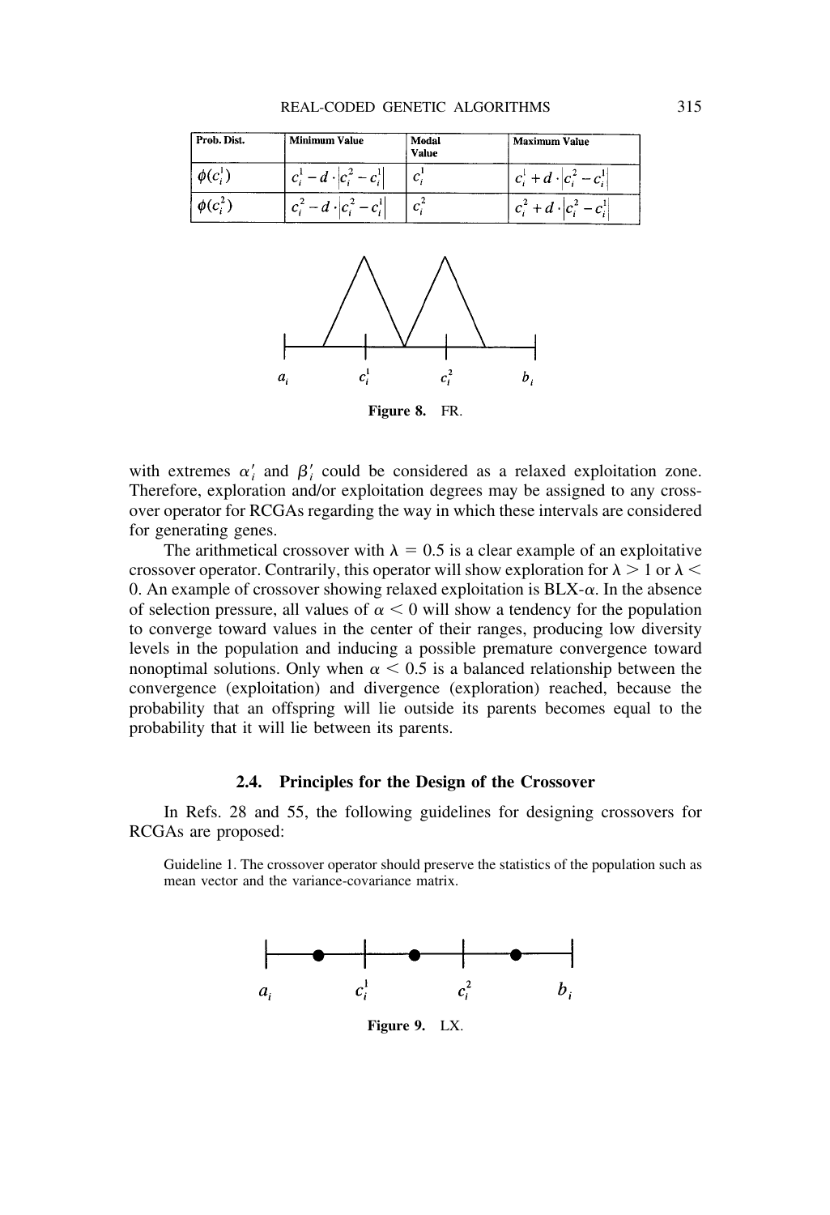| Prob. Dist. | Minimum Value | Modal Value | Maximum Value |
|---|---|---|---|
| $\phi(c_i^1)$ | $c_i^1 - d \cdot \lvert c_i^2 - c_i^1 \rvert$ | $c_i^1$ | $c_i^1 + d \cdot \lvert c_i^2 - c_i^1 \rvert$ |
| $\phi(c_i^2)$ | $c_i^2 - d \cdot \lvert c_i^2 - c_i^1 \rvert$ | $c_i^2$ | $c_i^2 + d \cdot \lvert c_i^2 - c_i^1 \rvert$ |

$a_i$ $c_i^1$ $c_i^2$ $b_i$

**Figure 8.** FR.

with extremes $\alpha_i'$ and $\beta_i'$ could be considered as a relaxed exploitation zone. Therefore, exploration and/or exploitation degrees may be assigned to any crossover operator for RCGAs regarding the way in which these intervals are considered for generating genes.

The arithmetical crossover with $\lambda = 0.5$ is a clear example of an exploitative crossover operator. Contrarily, this operator will show exploration for $\lambda > 1$ or $\lambda < 0$. An example of crossover showing relaxed exploitation is BLX-$\alpha$. In the absence of selection pressure, all values of $\alpha < 0$ will show a tendency for the population to converge toward values in the center of their ranges, producing low diversity levels in the population and inducing a possible premature convergence toward nonoptimal solutions. Only when $\alpha < 0.5$ is a balanced relationship between the convergence (exploitation) and divergence (exploration) reached, because the probability that an offspring will lie outside its parents becomes equal to the probability that it will lie between its parents.

### 2.4. Principles for the Design of the Crossover

In Refs. 28 and 55, the following guidelines for designing crossovers for RCGAs are proposed:

Guideline 1. The crossover operator should preserve the statistics of the population such as mean vector and the variance-covariance matrix.

$a_i$ $c_i^1$ $c_i^2$ $b_i$

**Figure 9.** LX.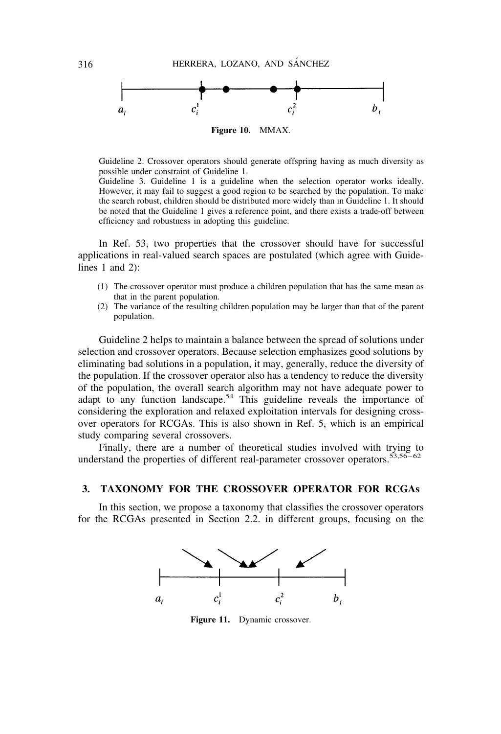**Figure 10.** MMAX.

> Guideline 2. Crossover operators should generate offspring having as much diversity as possible under constraint of Guideline 1.
> Guideline 3. Guideline 1 is a guideline when the selection operator works ideally. However, it may fail to suggest a good region to be searched by the population. To make the search robust, children should be distributed more widely than in Guideline 1. It should be noted that the Guideline 1 gives a reference point, and there exists a trade-off between efficiency and robustness in adopting this guideline.

In Ref. 53, two properties that the crossover should have for successful applications in real-valued search spaces are postulated (which agree with Guidelines 1 and 2):

(1) The crossover operator must produce a children population that has the same mean as that in the parent population.
(2) The variance of the resulting children population may be larger than that of the parent population.

Guideline 2 helps to maintain a balance between the spread of solutions under selection and crossover operators. Because selection emphasizes good solutions by eliminating bad solutions in a population, it may, generally, reduce the diversity of the population. If the crossover operator also has a tendency to reduce the diversity of the population, the overall search algorithm may not have adequate power to adapt to any function landscape.[54] This guideline reveals the importance of considering the exploration and relaxed exploitation intervals for designing crossover operators for RCGAs. This is also shown in Ref. 5, which is an empirical study comparing several crossovers.

Finally, there are a number of theoretical studies involved with trying to understand the properties of different real-parameter crossover operators.[53,56–62]

## 3. TAXONOMY FOR THE CROSSOVER OPERATOR FOR RCGAs

In this section, we propose a taxonomy that classifies the crossover operators for the RCGAs presented in Section 2.2. in different groups, focusing on the

**Figure 11.** Dynamic crossover.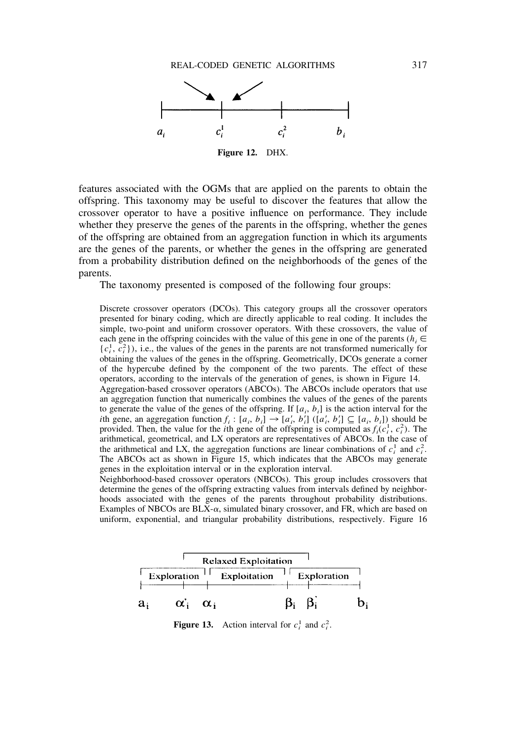Figure 12. DHX.

features associated with the OGMs that are applied on the parents to obtain the offspring. This taxonomy may be useful to discover the features that allow the crossover operator to have a positive influence on performance. They include whether they preserve the genes of the parents in the offspring, whether the genes of the offspring are obtained from an aggregation function in which its arguments are the genes of the parents, or whether the genes in the offspring are generated from a probability distribution defined on the neighborhoods of the genes of the parents.

The taxonomy presented is composed of the following four groups:

Discrete crossover operators (DCOs). This category groups all the crossover operators presented for binary coding, which are directly applicable to real coding. It includes the simple, two-point and uniform crossover operators. With these crossovers, the value of each gene in the offspring coincides with the value of this gene in one of the parents ($h_i \in \{c_i^1, c_i^2\}$), i.e., the values of the genes in the parents are not transformed numerically for obtaining the values of the genes in the offspring. Geometrically, DCOs generate a corner of the hypercube defined by the component of the two parents. The effect of these operators, according to the intervals of the generation of genes, is shown in Figure 14.

Aggregation-based crossover operators (ABCOs). The ABCOs include operators that use an aggregation function that numerically combines the values of the genes of the parents to generate the value of the genes of the offspring. If $[a_i, b_i]$ is the action interval for the $i$th gene, an aggregation function $f_i : [a_i, b_i] \rightarrow [a_i', b_i']$ ($[a_i', b_i'] \subseteq [a_i, b_i]$) should be provided. Then, the value for the $i$th gene of the offspring is computed as $f_i(c_i^1, c_i^2)$. The arithmetical, geometrical, and LX operators are representatives of ABCOs. In the case of the arithmetical and LX, the aggregation functions are linear combinations of $c_i^1$ and $c_i^2$. The ABCOs act as shown in Figure 15, which indicates that the ABCOs may generate genes in the exploitation interval or in the exploration interval.

Neighborhood-based crossover operators (NBCOs). This group includes crossovers that determine the genes of the offspring extracting values from intervals defined by neighborhoods associated with the genes of the parents throughout probability distributions. Examples of NBCOs are BLX-$\alpha$, simulated binary crossover, and FR, which are based on uniform, exponential, and triangular probability distributions, respectively. Figure 16

Figure 13. Action interval for $c_i^1$ and $c_i^2$.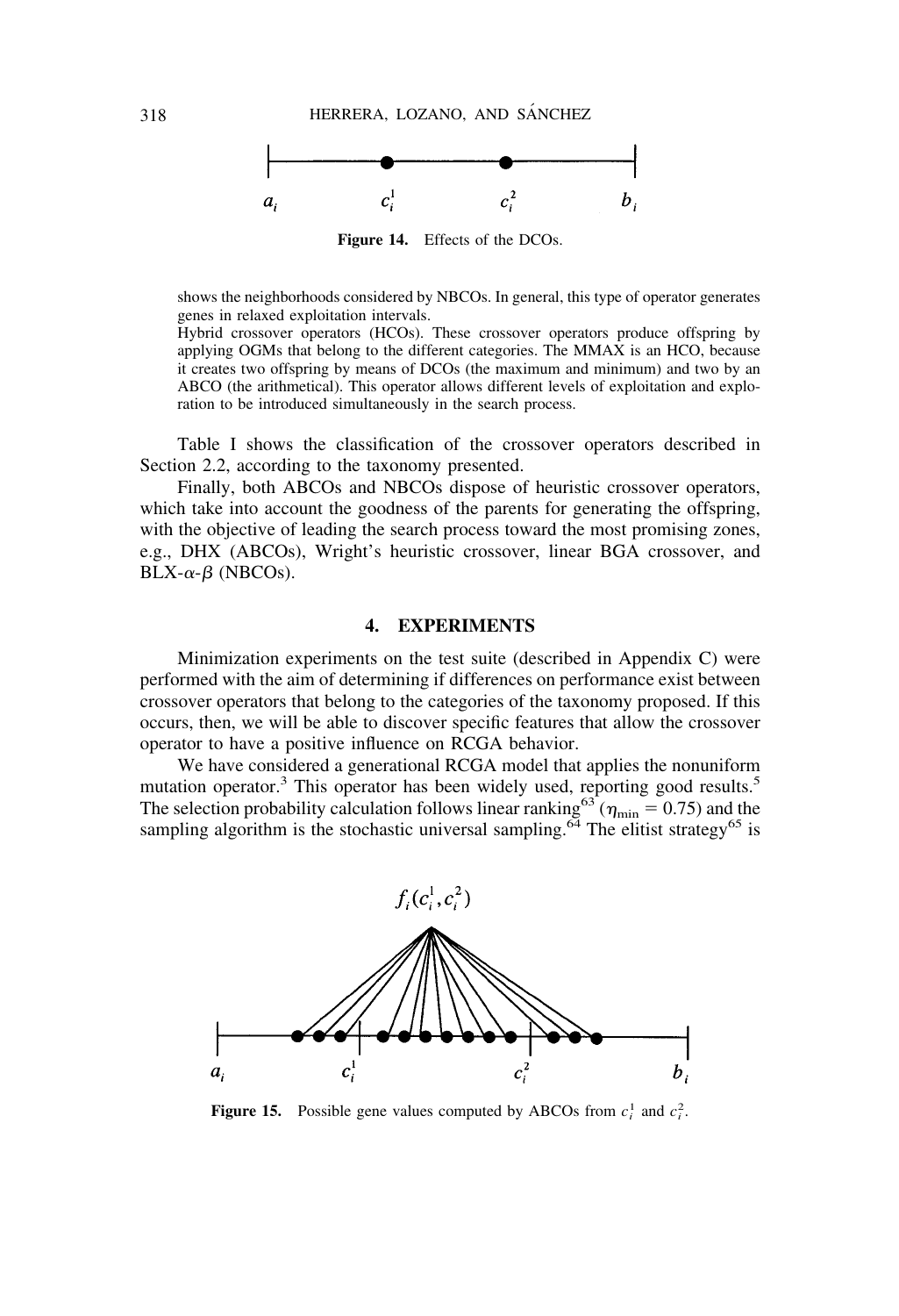Figure 14. Effects of the DCOs.

shows the neighborhoods considered by NBCOs. In general, this type of operator generates genes in relaxed exploitation intervals.

Hybrid crossover operators (HCOs). These crossover operators produce offspring by applying OGMs that belong to the different categories. The MMAX is an HCO, because it creates two offspring by means of DCOs (the maximum and minimum) and two by an ABCO (the arithmetical). This operator allows different levels of exploitation and exploration to be introduced simultaneously in the search process.

Table I shows the classification of the crossover operators described in Section 2.2, according to the taxonomy presented.

Finally, both ABCOs and NBCOs dispose of heuristic crossover operators, which take into account the goodness of the parents for generating the offspring, with the objective of leading the search process toward the most promising zones, e.g., DHX (ABCOs), Wright's heuristic crossover, linear BGA crossover, and BLX-$\alpha$-$\beta$ (NBCOs).

## 4. EXPERIMENTS

Minimization experiments on the test suite (described in Appendix C) were performed with the aim of determining if differences on performance exist between crossover operators that belong to the categories of the taxonomy proposed. If this occurs, then, we will be able to discover specific features that allow the crossover operator to have a positive influence on RCGA behavior.

We have considered a generational RCGA model that applies the nonuniform mutation operator.[3] This operator has been widely used, reporting good results.[5] The selection probability calculation follows linear ranking[63] ($\eta_{\min} = 0.75$) and the sampling algorithm is the stochastic universal sampling.[64] The elitist strategy[65] is

Figure 15. Possible gene values computed by ABCOs from $c_i^1$ and $c_i^2$.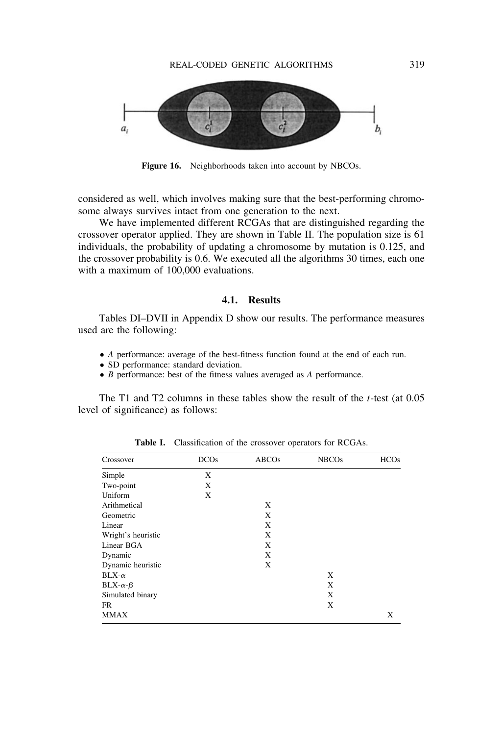Figure 16. Neighborhoods taken into account by NBCOs.

considered as well, which involves making sure that the best-performing chromosome always survives intact from one generation to the next.

We have implemented different RCGAs that are distinguished regarding the crossover operator applied. They are shown in Table II. The population size is 61 individuals, the probability of updating a chromosome by mutation is 0.125, and the crossover probability is 0.6. We executed all the algorithms 30 times, each one with a maximum of 100,000 evaluations.

### 4.1. Results

Tables DI–DVII in Appendix D show our results. The performance measures used are the following:

- *A* performance: average of the best-fitness function found at the end of each run.
- SD performance: standard deviation.
- *B* performance: best of the fitness values averaged as *A* performance.

The T1 and T2 columns in these tables show the result of the *t*-test (at 0.05 level of significance) as follows:

**Table I.** Classification of the crossover operators for RCGAs.

| Crossover | DCOs | ABCOs | NBCOs | HCOs |
|---|---|---|---|---|
| Simple | X | | | |
| Two-point | X | | | |
| Uniform | X | | | |
| Arithmetical | | X | | |
| Geometric | | X | | |
| Linear | | X | | |
| Wright's heuristic | | X | | |
| Linear BGA | | X | | |
| Dynamic | | X | | |
| Dynamic heuristic | | X | | |
| BLX-$\alpha$ | | | X | |
| BLX-$\alpha$-$\beta$ | | | X | |
| Simulated binary | | | X | |
| FR | | | X | |
| MMAX | | | | X |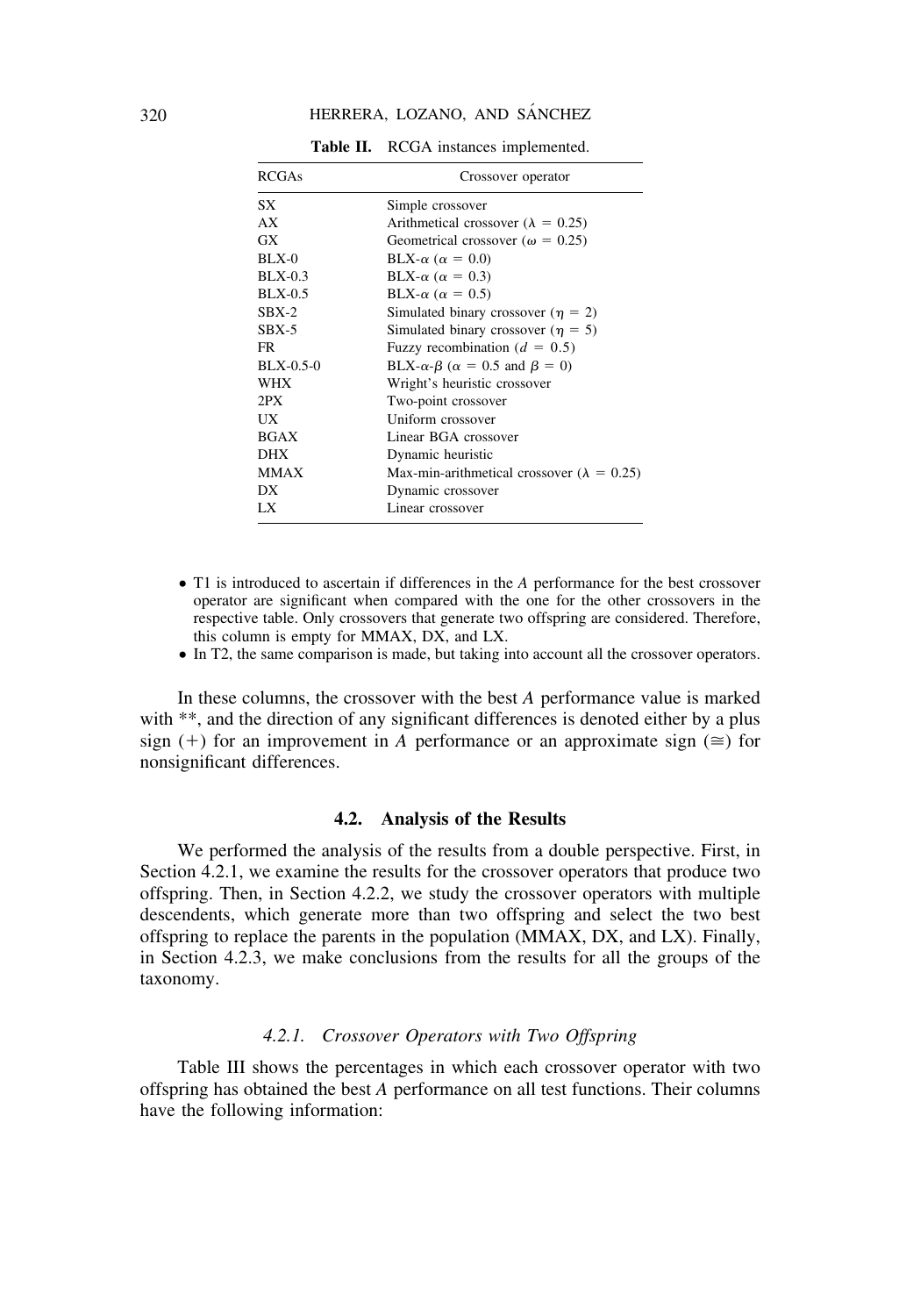**Table II.** RCGA instances implemented.

| RCGAs | Crossover operator |
|---|---|
| SX | Simple crossover |
| AX | Arithmetical crossover ($\lambda = 0.25$) |
| GX | Geometrical crossover ($\omega = 0.25$) |
| BLX-0 | BLX-$\alpha$ ($\alpha = 0.0$) |
| BLX-0.3 | BLX-$\alpha$ ($\alpha = 0.3$) |
| BLX-0.5 | BLX-$\alpha$ ($\alpha = 0.5$) |
| SBX-2 | Simulated binary crossover ($\eta = 2$) |
| SBX-5 | Simulated binary crossover ($\eta = 5$) |
| FR | Fuzzy recombination ($d = 0.5$) |
| BLX-0.5-0 | BLX-$\alpha$-$\beta$ ($\alpha = 0.5$ and $\beta = 0$) |
| WHX | Wright's heuristic crossover |
| 2PX | Two-point crossover |
| UX | Uniform crossover |
| BGAX | Linear BGA crossover |
| DHX | Dynamic heuristic |
| MMAX | Max-min-arithmetical crossover ($\lambda = 0.25$) |
| DX | Dynamic crossover |
| LX | Linear crossover |

- T1 is introduced to ascertain if differences in the *A* performance for the best crossover operator are significant when compared with the one for the other crossovers in the respective table. Only crossovers that generate two offspring are considered. Therefore, this column is empty for MMAX, DX, and LX.
- In T2, the same comparison is made, but taking into account all the crossover operators.

In these columns, the crossover with the best *A* performance value is marked with **, and the direction of any significant differences is denoted either by a plus sign (+) for an improvement in *A* performance or an approximate sign ($\cong$) for nonsignificant differences.

### 4.2. Analysis of the Results

We performed the analysis of the results from a double perspective. First, in Section 4.2.1, we examine the results for the crossover operators that produce two offspring. Then, in Section 4.2.2, we study the crossover operators with multiple descendents, which generate more than two offspring and select the two best offspring to replace the parents in the population (MMAX, DX, and LX). Finally, in Section 4.2.3, we make conclusions from the results for all the groups of the taxonomy.

#### *4.2.1. Crossover Operators with Two Offspring*

Table III shows the percentages in which each crossover operator with two offspring has obtained the best *A* performance on all test functions. Their columns have the following information: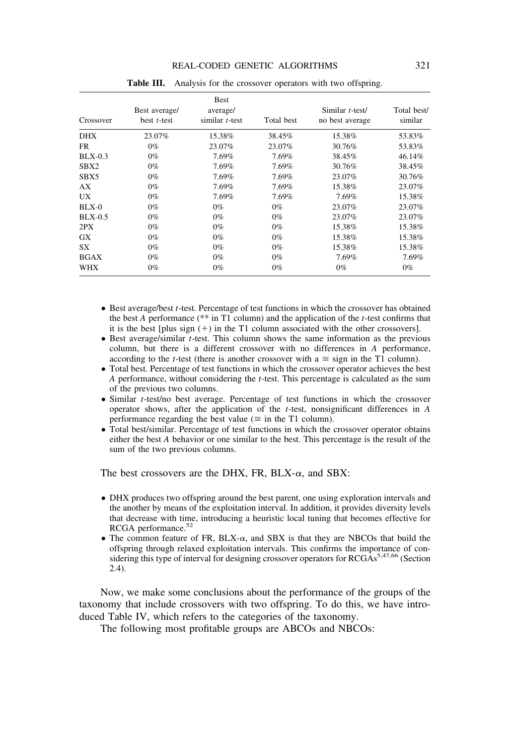**Table III.** Analysis for the crossover operators with two offspring.

| Crossover | Best average/ best $t$-test | Best average/ similar $t$-test | Total best | Similar $t$-test/ no best average | Total best/ similar |
|---|---|---|---|---|---|
| DHX | 23.07% | 15.38% | 38.45% | 15.38% | 53.83% |
| FR | 0% | 23.07% | 23.07% | 30.76% | 53.83% |
| BLX-0.3 | 0% | 7.69% | 7.69% | 38.45% | 46.14% |
| SBX2 | 0% | 7.69% | 7.69% | 30.76% | 38.45% |
| SBX5 | 0% | 7.69% | 7.69% | 23.07% | 30.76% |
| AX | 0% | 7.69% | 7.69% | 15.38% | 23.07% |
| UX | 0% | 7.69% | 7.69% | 7.69% | 15.38% |
| BLX-0 | 0% | 0% | 0% | 23.07% | 23.07% |
| BLX-0.5 | 0% | 0% | 0% | 23.07% | 23.07% |
| 2PX | 0% | 0% | 0% | 15.38% | 15.38% |
| GX | 0% | 0% | 0% | 15.38% | 15.38% |
| SX | 0% | 0% | 0% | 15.38% | 15.38% |
| BGAX | 0% | 0% | 0% | 7.69% | 7.69% |
| WHX | 0% | 0% | 0% | 0% | 0% |

- Best average/best $t$-test. Percentage of test functions in which the crossover has obtained the best $A$ performance (** in T1 column) and the application of the $t$-test confirms that it is the best [plus sign (+) in the T1 column associated with the other crossovers].
- Best average/similar $t$-test. This column shows the same information as the previous column, but there is a different crossover with no differences in $A$ performance, according to the $t$-test (there is another crossover with a $\cong$ sign in the T1 column).
- Total best. Percentage of test functions in which the crossover operator achieves the best $A$ performance, without considering the $t$-test. This percentage is calculated as the sum of the previous two columns.
- Similar $t$-test/no best average. Percentage of test functions in which the crossover operator shows, after the application of the $t$-test, nonsignificant differences in $A$ performance regarding the best value ($\cong$ in the T1 column).
- Total best/similar. Percentage of test functions in which the crossover operator obtains either the best $A$ behavior or one similar to the best. This percentage is the result of the sum of the two previous columns.

The best crossovers are the DHX, FR, BLX-$\alpha$, and SBX:

- DHX produces two offspring around the best parent, one using exploration intervals and the another by means of the exploitation interval. In addition, it provides diversity levels that decrease with time, introducing a heuristic local tuning that becomes effective for RCGA performance.[52]
- The common feature of FR, BLX-$\alpha$, and SBX is that they are NBCOs that build the offspring through relaxed exploitation intervals. This confirms the importance of considering this type of interval for designing crossover operators for RCGAs[5,47,66] (Section 2.4).

Now, we make some conclusions about the performance of the groups of the taxonomy that include crossovers with two offspring. To do this, we have introduced Table IV, which refers to the categories of the taxonomy.

The following most profitable groups are ABCOs and NBCOs: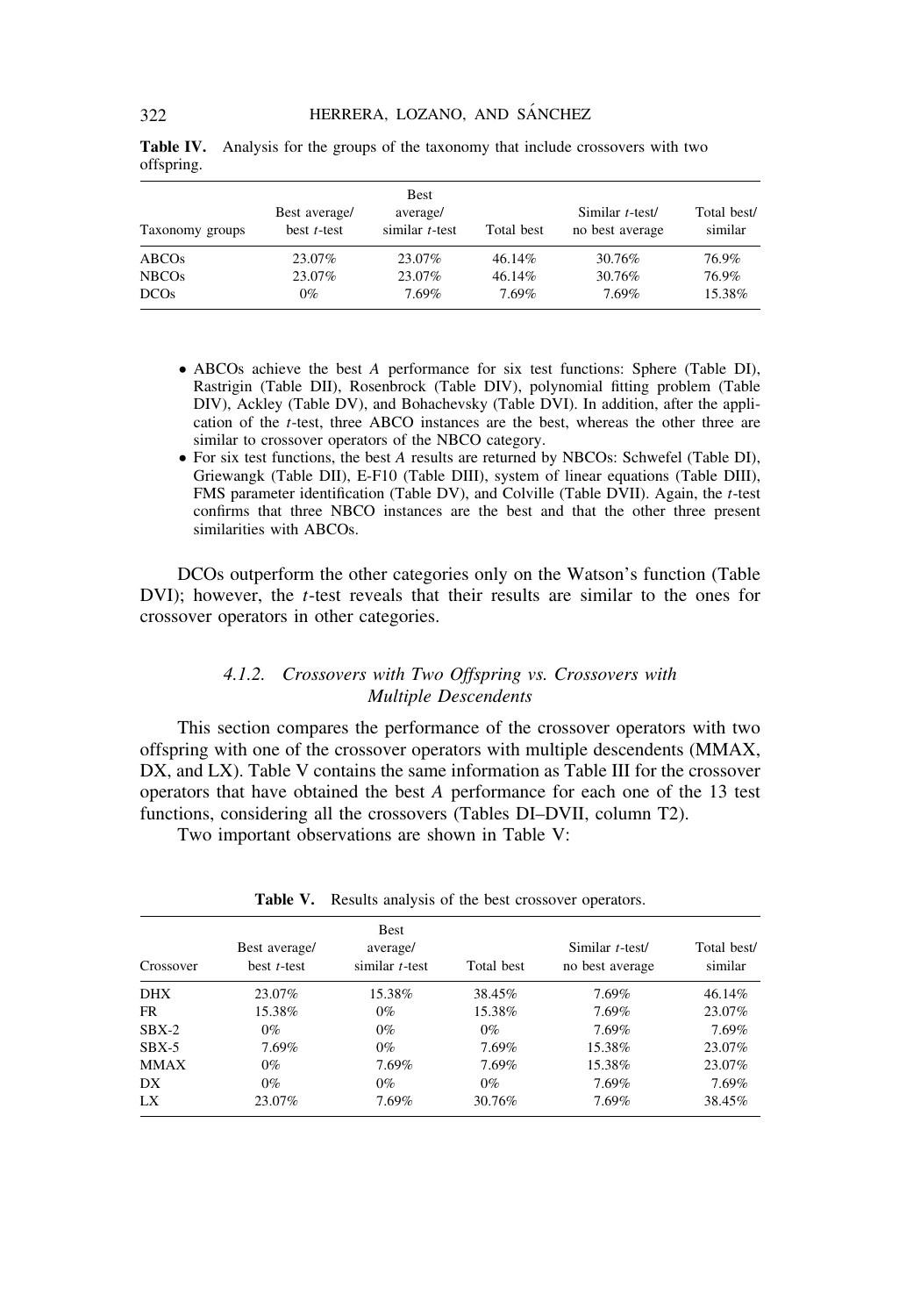**Table IV.** Analysis for the groups of the taxonomy that include crossovers with two offspring.

| Taxonomy groups | Best average/ best $t$-test | Best average/ similar $t$-test | Total best | Similar $t$-test/ no best average | Total best/ similar |
|---|---|---|---|---|---|
| ABCOs | 23.07% | 23.07% | 46.14% | 30.76% | 76.9% |
| NBCOs | 23.07% | 23.07% | 46.14% | 30.76% | 76.9% |
| DCOs | 0% | 7.69% | 7.69% | 7.69% | 15.38% |

- ABCOs achieve the best $A$ performance for six test functions: Sphere (Table DI), Rastrigin (Table DII), Rosenbrock (Table DIV), polynomial fitting problem (Table DIV), Ackley (Table DV), and Bohachevsky (Table DVI). In addition, after the application of the $t$-test, three ABCO instances are the best, whereas the other three are similar to crossover operators of the NBCO category.
- For six test functions, the best $A$ results are returned by NBCOs: Schwefel (Table DI), Griewangk (Table DII), E-F10 (Table DIII), system of linear equations (Table DIII), FMS parameter identification (Table DV), and Colville (Table DVII). Again, the $t$-test confirms that three NBCO instances are the best and that the other three present similarities with ABCOs.

DCOs outperform the other categories only on the Watson's function (Table DVI); however, the $t$-test reveals that their results are similar to the ones for crossover operators in other categories.

### 4.1.2. *Crossovers with Two Offspring vs. Crossovers with Multiple Descendents*

This section compares the performance of the crossover operators with two offspring with one of the crossover operators with multiple descendents (MMAX, DX, and LX). Table V contains the same information as Table III for the crossover operators that have obtained the best $A$ performance for each one of the 13 test functions, considering all the crossovers (Tables DI–DVII, column T2).

Two important observations are shown in Table V:

**Table V.** Results analysis of the best crossover operators.

| Crossover | Best average/ best $t$-test | Best average/ similar $t$-test | Total best | Similar $t$-test/ no best average | Total best/ similar |
|---|---|---|---|---|---|
| DHX | 23.07% | 15.38% | 38.45% | 7.69% | 46.14% |
| FR | 15.38% | 0% | 15.38% | 7.69% | 23.07% |
| SBX-2 | 0% | 0% | 0% | 7.69% | 7.69% |
| SBX-5 | 7.69% | 0% | 7.69% | 15.38% | 23.07% |
| MMAX | 0% | 7.69% | 7.69% | 15.38% | 23.07% |
| DX | 0% | 0% | 0% | 7.69% | 7.69% |
| LX | 23.07% | 7.69% | 30.76% | 7.69% | 38.45% |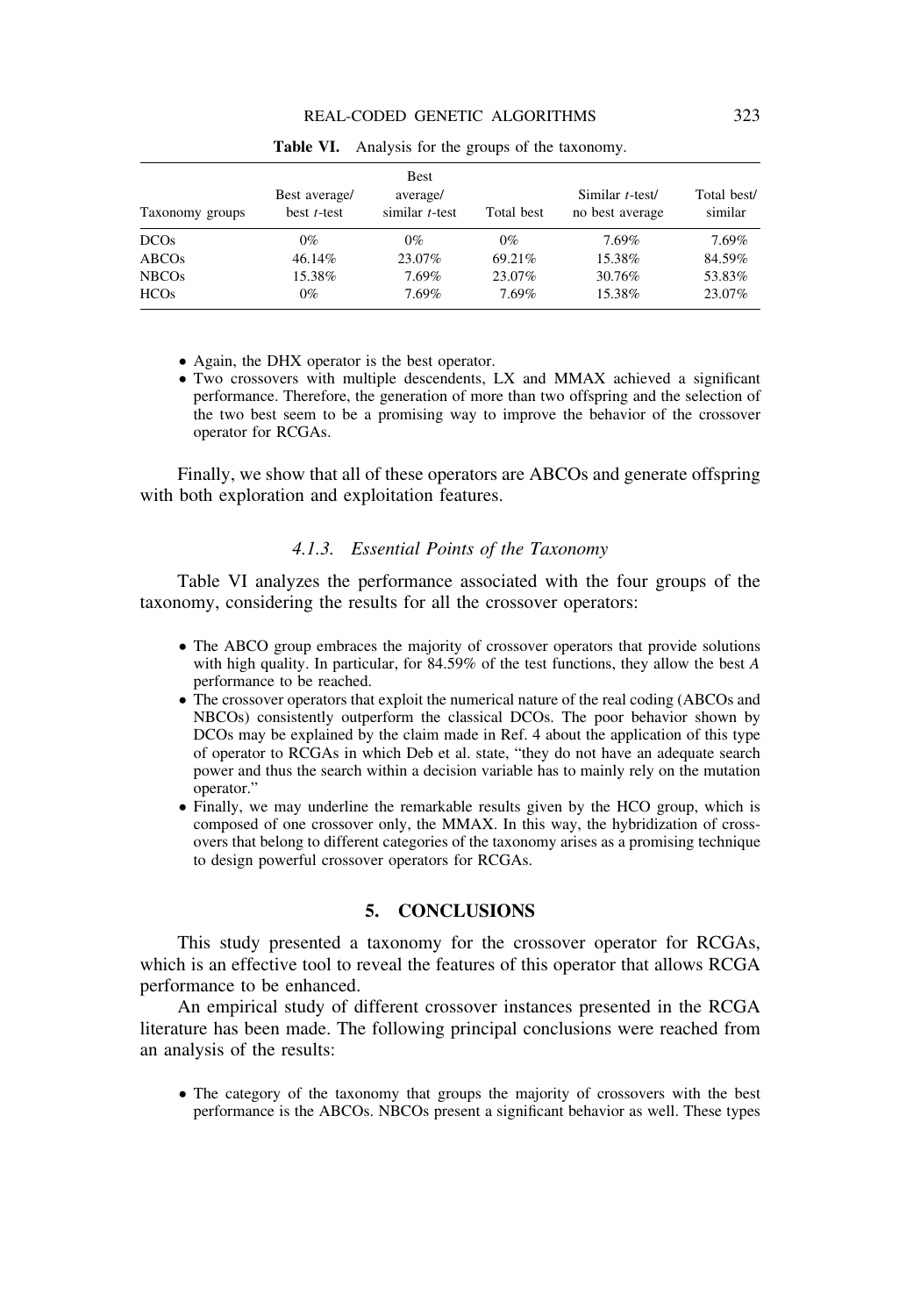**Table VI.** Analysis for the groups of the taxonomy.

| Taxonomy groups | Best average/ best $t$-test | Best average/ similar $t$-test | Total best | Similar $t$-test/ no best average | Total best/ similar |
|---|---|---|---|---|---|
| DCOs | 0% | 0% | 0% | 7.69% | 7.69% |
| ABCOs | 46.14% | 23.07% | 69.21% | 15.38% | 84.59% |
| NBCOs | 15.38% | 7.69% | 23.07% | 30.76% | 53.83% |
| HCOs | 0% | 7.69% | 7.69% | 15.38% | 23.07% |

- Again, the DHX operator is the best operator.
- Two crossovers with multiple descendents, LX and MMAX achieved a significant performance. Therefore, the generation of more than two offspring and the selection of the two best seem to be a promising way to improve the behavior of the crossover operator for RCGAs.

Finally, we show that all of these operators are ABCOs and generate offspring with both exploration and exploitation features.

#### 4.1.3. Essential Points of the Taxonomy

Table VI analyzes the performance associated with the four groups of the taxonomy, considering the results for all the crossover operators:

- The ABCO group embraces the majority of crossover operators that provide solutions with high quality. In particular, for 84.59% of the test functions, they allow the best $A$ performance to be reached.
- The crossover operators that exploit the numerical nature of the real coding (ABCOs and NBCOs) consistently outperform the classical DCOs. The poor behavior shown by DCOs may be explained by the claim made in Ref. 4 about the application of this type of operator to RCGAs in which Deb et al. state, "they do not have an adequate search power and thus the search within a decision variable has to mainly rely on the mutation operator."
- Finally, we may underline the remarkable results given by the HCO group, which is composed of one crossover only, the MMAX. In this way, the hybridization of crossovers that belong to different categories of the taxonomy arises as a promising technique to design powerful crossover operators for RCGAs.

## 5. CONCLUSIONS

This study presented a taxonomy for the crossover operator for RCGAs, which is an effective tool to reveal the features of this operator that allows RCGA performance to be enhanced.

An empirical study of different crossover instances presented in the RCGA literature has been made. The following principal conclusions were reached from an analysis of the results:

- The category of the taxonomy that groups the majority of crossovers with the best performance is the ABCOs. NBCOs present a significant behavior as well. These types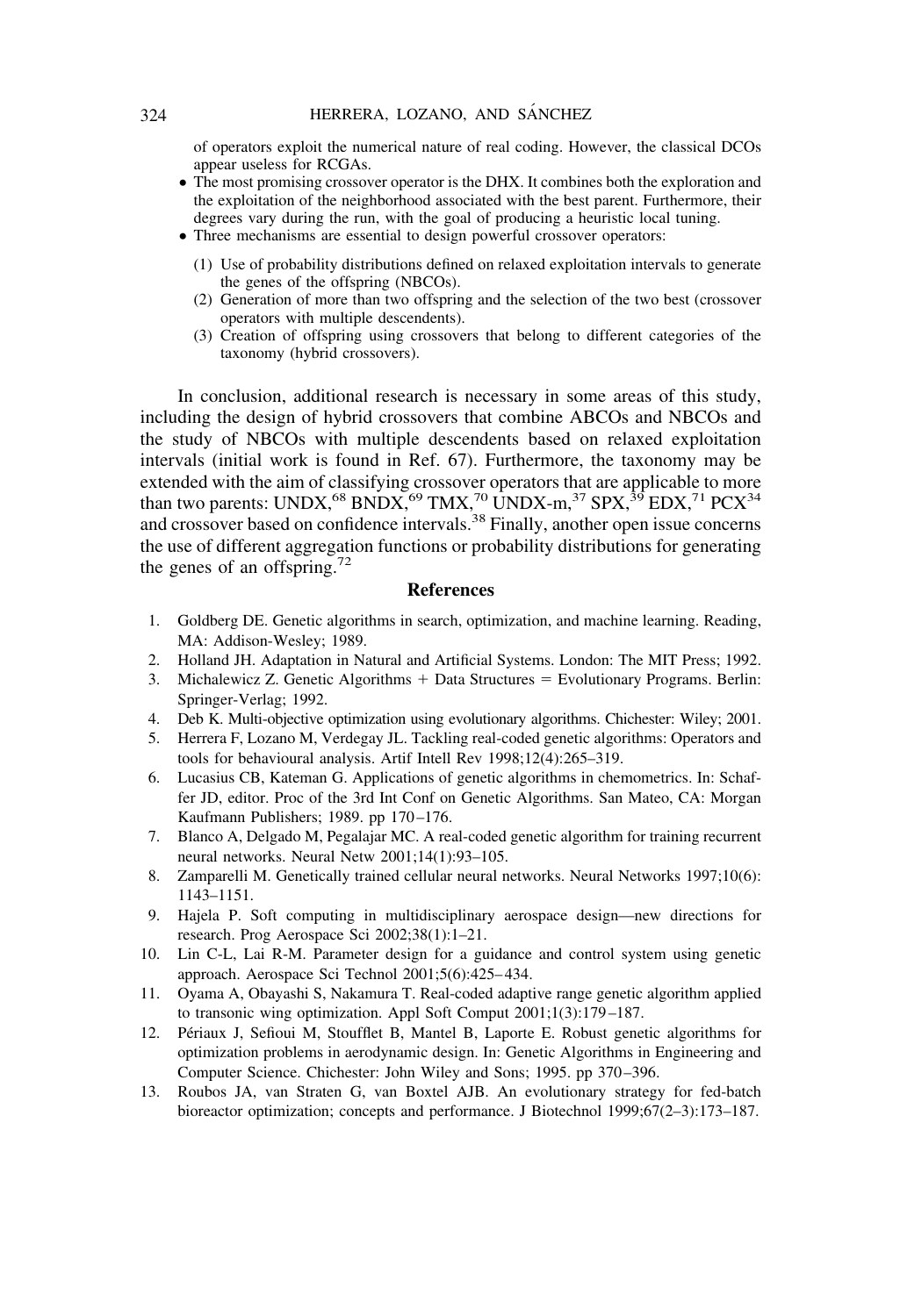of operators exploit the numerical nature of real coding. However, the classical DCOs appear useless for RCGAs.

- The most promising crossover operator is the DHX. It combines both the exploration and the exploitation of the neighborhood associated with the best parent. Furthermore, their degrees vary during the run, with the goal of producing a heuristic local tuning.
- Three mechanisms are essential to design powerful crossover operators:
  (1) Use of probability distributions defined on relaxed exploitation intervals to generate the genes of the offspring (NBCOs).
  (2) Generation of more than two offspring and the selection of the two best (crossover operators with multiple descendents).
  (3) Creation of offspring using crossovers that belong to different categories of the taxonomy (hybrid crossovers).

In conclusion, additional research is necessary in some areas of this study, including the design of hybrid crossovers that combine ABCOs and NBCOs and the study of NBCOs with multiple descendents based on relaxed exploitation intervals (initial work is found in Ref. 67). Furthermore, the taxonomy may be extended with the aim of classifying crossover operators that are applicable to more than two parents: UNDX,[68] BNDX,[69] TMX,[70] UNDX-m,[37] SPX,[39] EDX,[71] PCX[34] and crossover based on confidence intervals.[38] Finally, another open issue concerns the use of different aggregation functions or probability distributions for generating the genes of an offspring.[72]

## References

1. Goldberg DE. Genetic algorithms in search, optimization, and machine learning. Reading, MA: Addison-Wesley; 1989.
2. Holland JH. Adaptation in Natural and Artificial Systems. London: The MIT Press; 1992.
3. Michalewicz Z. Genetic Algorithms + Data Structures = Evolutionary Programs. Berlin: Springer-Verlag; 1992.
4. Deb K. Multi-objective optimization using evolutionary algorithms. Chichester: Wiley; 2001.
5. Herrera F, Lozano M, Verdegay JL. Tackling real-coded genetic algorithms: Operators and tools for behavioural analysis. Artif Intell Rev 1998;12(4):265–319.
6. Lucasius CB, Kateman G. Applications of genetic algorithms in chemometrics. In: Schaffer JD, editor. Proc of the 3rd Int Conf on Genetic Algorithms. San Mateo, CA: Morgan Kaufmann Publishers; 1989. pp 170–176.
7. Blanco A, Delgado M, Pegalajar MC. A real-coded genetic algorithm for training recurrent neural networks. Neural Netw 2001;14(1):93–105.
8. Zamparelli M. Genetically trained cellular neural networks. Neural Networks 1997;10(6): 1143–1151.
9. Hajela P. Soft computing in multidisciplinary aerospace design—new directions for research. Prog Aerospace Sci 2002;38(1):1–21.
10. Lin C-L, Lai R-M. Parameter design for a guidance and control system using genetic approach. Aerospace Sci Technol 2001;5(6):425–434.
11. Oyama A, Obayashi S, Nakamura T. Real-coded adaptive range genetic algorithm applied to transonic wing optimization. Appl Soft Comput 2001;1(3):179–187.
12. Périaux J, Sefioui M, Stoufflet B, Mantel B, Laporte E. Robust genetic algorithms for optimization problems in aerodynamic design. In: Genetic Algorithms in Engineering and Computer Science. Chichester: John Wiley and Sons; 1995. pp 370–396.
13. Roubos JA, van Straten G, van Boxtel AJB. An evolutionary strategy for fed-batch bioreactor optimization; concepts and performance. J Biotechnol 1999;67(2–3):173–187.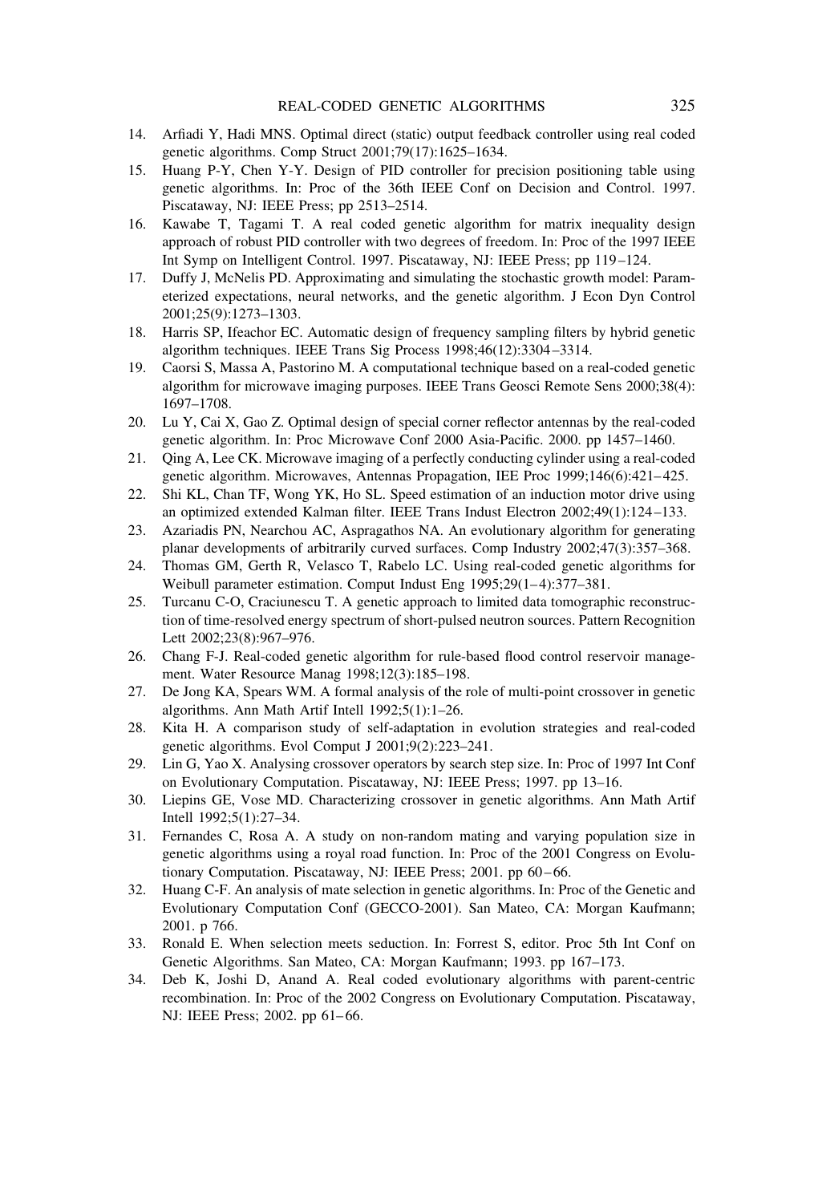14. Arfiadi Y, Hadi MNS. Optimal direct (static) output feedback controller using real coded genetic algorithms. Comp Struct 2001;79(17):1625–1634.
15. Huang P-Y, Chen Y-Y. Design of PID controller for precision positioning table using genetic algorithms. In: Proc of the 36th IEEE Conf on Decision and Control. 1997. Piscataway, NJ: IEEE Press; pp 2513–2514.
16. Kawabe T, Tagami T. A real coded genetic algorithm for matrix inequality design approach of robust PID controller with two degrees of freedom. In: Proc of the 1997 IEEE Int Symp on Intelligent Control. 1997. Piscataway, NJ: IEEE Press; pp 119–124.
17. Duffy J, McNelis PD. Approximating and simulating the stochastic growth model: Parameterized expectations, neural networks, and the genetic algorithm. J Econ Dyn Control 2001;25(9):1273–1303.
18. Harris SP, Ifeachor EC. Automatic design of frequency sampling filters by hybrid genetic algorithm techniques. IEEE Trans Sig Process 1998;46(12):3304–3314.
19. Caorsi S, Massa A, Pastorino M. A computational technique based on a real-coded genetic algorithm for microwave imaging purposes. IEEE Trans Geosci Remote Sens 2000;38(4): 1697–1708.
20. Lu Y, Cai X, Gao Z. Optimal design of special corner reflector antennas by the real-coded genetic algorithm. In: Proc Microwave Conf 2000 Asia-Pacific. 2000. pp 1457–1460.
21. Qing A, Lee CK. Microwave imaging of a perfectly conducting cylinder using a real-coded genetic algorithm. Microwaves, Antennas Propagation, IEE Proc 1999;146(6):421–425.
22. Shi KL, Chan TF, Wong YK, Ho SL. Speed estimation of an induction motor drive using an optimized extended Kalman filter. IEEE Trans Indust Electron 2002;49(1):124–133.
23. Azariadis PN, Nearchou AC, Aspragathos NA. An evolutionary algorithm for generating planar developments of arbitrarily curved surfaces. Comp Industry 2002;47(3):357–368.
24. Thomas GM, Gerth R, Velasco T, Rabelo LC. Using real-coded genetic algorithms for Weibull parameter estimation. Comput Indust Eng 1995;29(1–4):377–381.
25. Turcanu C-O, Craciunescu T. A genetic approach to limited data tomographic reconstruction of time-resolved energy spectrum of short-pulsed neutron sources. Pattern Recognition Lett 2002;23(8):967–976.
26. Chang F-J. Real-coded genetic algorithm for rule-based flood control reservoir management. Water Resource Manag 1998;12(3):185–198.
27. De Jong KA, Spears WM. A formal analysis of the role of multi-point crossover in genetic algorithms. Ann Math Artif Intell 1992;5(1):1–26.
28. Kita H. A comparison study of self-adaptation in evolution strategies and real-coded genetic algorithms. Evol Comput J 2001;9(2):223–241.
29. Lin G, Yao X. Analysing crossover operators by search step size. In: Proc of 1997 Int Conf on Evolutionary Computation. Piscataway, NJ: IEEE Press; 1997. pp 13–16.
30. Liepins GE, Vose MD. Characterizing crossover in genetic algorithms. Ann Math Artif Intell 1992;5(1):27–34.
31. Fernandes C, Rosa A. A study on non-random mating and varying population size in genetic algorithms using a royal road function. In: Proc of the 2001 Congress on Evolutionary Computation. Piscataway, NJ: IEEE Press; 2001. pp 60–66.
32. Huang C-F. An analysis of mate selection in genetic algorithms. In: Proc of the Genetic and Evolutionary Computation Conf (GECCO-2001). San Mateo, CA: Morgan Kaufmann; 2001. p 766.
33. Ronald E. When selection meets seduction. In: Forrest S, editor. Proc 5th Int Conf on Genetic Algorithms. San Mateo, CA: Morgan Kaufmann; 1993. pp 167–173.
34. Deb K, Joshi D, Anand A. Real coded evolutionary algorithms with parent-centric recombination. In: Proc of the 2002 Congress on Evolutionary Computation. Piscataway, NJ: IEEE Press; 2002. pp 61–66.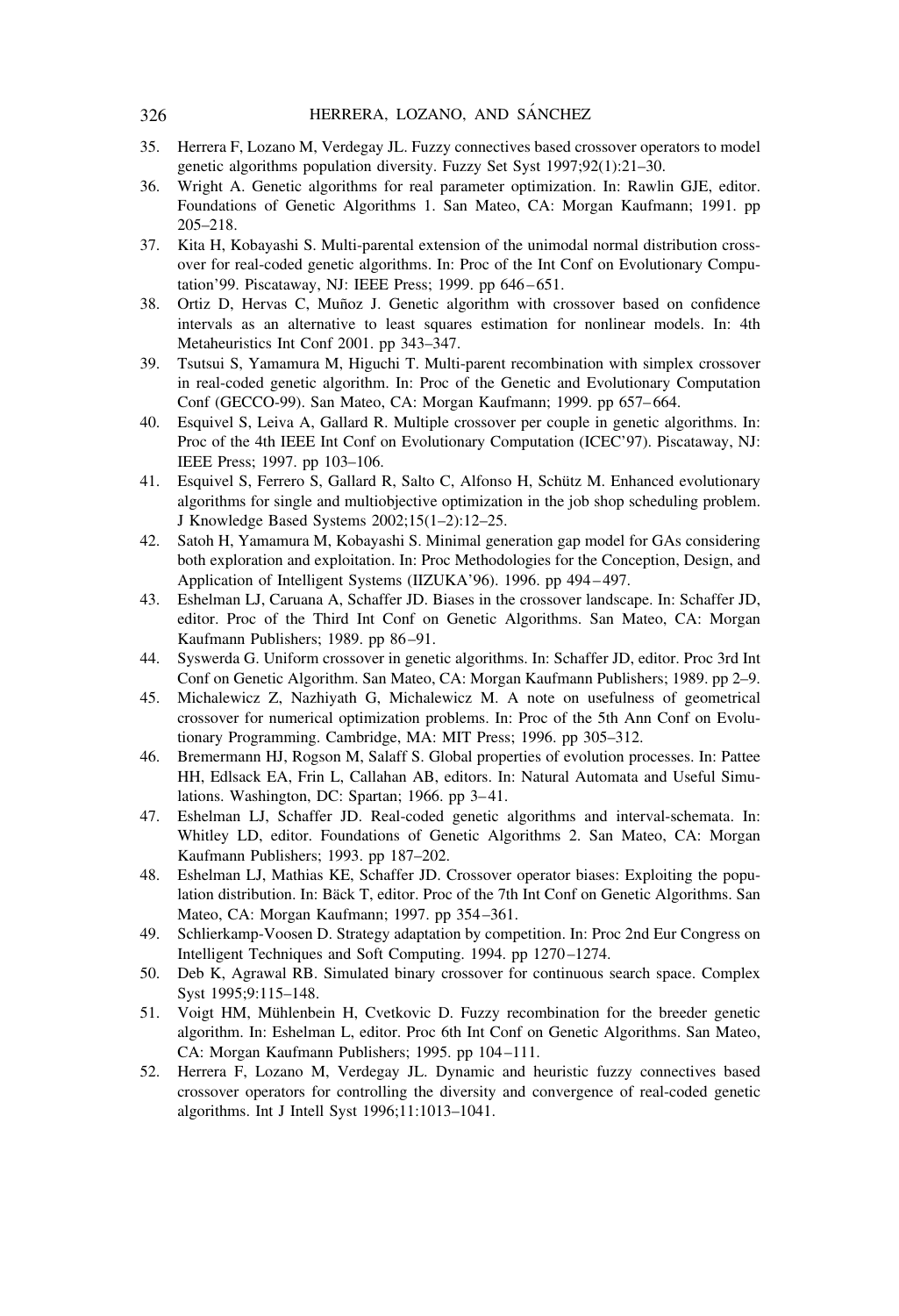35. Herrera F, Lozano M, Verdegay JL. Fuzzy connectives based crossover operators to model genetic algorithms population diversity. Fuzzy Set Syst 1997;92(1):21–30.
36. Wright A. Genetic algorithms for real parameter optimization. In: Rawlin GJE, editor. Foundations of Genetic Algorithms 1. San Mateo, CA: Morgan Kaufmann; 1991. pp 205–218.
37. Kita H, Kobayashi S. Multi-parental extension of the unimodal normal distribution crossover for real-coded genetic algorithms. In: Proc of the Int Conf on Evolutionary Computation'99. Piscataway, NJ: IEEE Press; 1999. pp 646–651.
38. Ortiz D, Hervas C, Muñoz J. Genetic algorithm with crossover based on confidence intervals as an alternative to least squares estimation for nonlinear models. In: 4th Metaheuristics Int Conf 2001. pp 343–347.
39. Tsutsui S, Yamamura M, Higuchi T. Multi-parent recombination with simplex crossover in real-coded genetic algorithm. In: Proc of the Genetic and Evolutionary Computation Conf (GECCO-99). San Mateo, CA: Morgan Kaufmann; 1999. pp 657–664.
40. Esquivel S, Leiva A, Gallard R. Multiple crossover per couple in genetic algorithms. In: Proc of the 4th IEEE Int Conf on Evolutionary Computation (ICEC'97). Piscataway, NJ: IEEE Press; 1997. pp 103–106.
41. Esquivel S, Ferrero S, Gallard R, Salto C, Alfonso H, Schütz M. Enhanced evolutionary algorithms for single and multiobjective optimization in the job shop scheduling problem. J Knowledge Based Systems 2002;15(1–2):12–25.
42. Satoh H, Yamamura M, Kobayashi S. Minimal generation gap model for GAs considering both exploration and exploitation. In: Proc Methodologies for the Conception, Design, and Application of Intelligent Systems (IIZUKA'96). 1996. pp 494–497.
43. Eshelman LJ, Caruana A, Schaffer JD. Biases in the crossover landscape. In: Schaffer JD, editor. Proc. of the Third Int Conf on Genetic Algorithms. San Mateo, CA: Morgan Kaufmann Publishers; 1989. pp 86–91.
44. Syswerda G. Uniform crossover in genetic algorithms. In: Schaffer JD, editor. Proc 3rd Int Conf on Genetic Algorithm. San Mateo, CA: Morgan Kaufmann Publishers; 1989. pp 2–9.
45. Michalewicz Z, Nazhiyath G, Michalewicz M. A note on usefulness of geometrical crossover for numerical optimization problems. In: Proc of the 5th Ann Conf on Evolutionary Programming. Cambridge, MA: MIT Press; 1996. pp 305–312.
46. Bremermann HJ, Rogson M, Salaff S. Global properties of evolution processes. In: Pattee HH, Edlsack EA, Frin L, Callahan AB, editors. In: Natural Automata and Useful Simulations. Washington, DC: Spartan; 1966. pp 3–41.
47. Eshelman LJ, Schaffer JD. Real-coded genetic algorithms and interval-schemata. In: Whitley LD, editor. Foundations of Genetic Algorithms 2. San Mateo, CA: Morgan Kaufmann Publishers; 1993. pp 187–202.
48. Eshelman LJ, Mathias KE, Schaffer JD. Crossover operator biases: Exploiting the population distribution. In: Bäck T, editor. Proc. of the 7th Int Conf on Genetic Algorithms. San Mateo, CA: Morgan Kaufmann; 1997. pp 354–361.
49. Schlierkamp-Voosen D. Strategy adaptation by competition. In: Proc 2nd Eur Congress on Intelligent Techniques and Soft Computing. 1994. pp 1270–1274.
50. Deb K, Agrawal RB. Simulated binary crossover for continuous search space. Complex Syst 1995;9:115–148.
51. Voigt HM, Mühlenbein H, Cvetkovic D. Fuzzy recombination for the breeder genetic algorithm. In: Eshelman L, editor. Proc 6th Int Conf on Genetic Algorithms. San Mateo, CA: Morgan Kaufmann Publishers; 1995. pp 104–111.
52. Herrera F, Lozano M, Verdegay JL. Dynamic and heuristic fuzzy connectives based crossover operators for controlling the diversity and convergence of real-coded genetic algorithms. Int J Intell Syst 1996;11:1013–1041.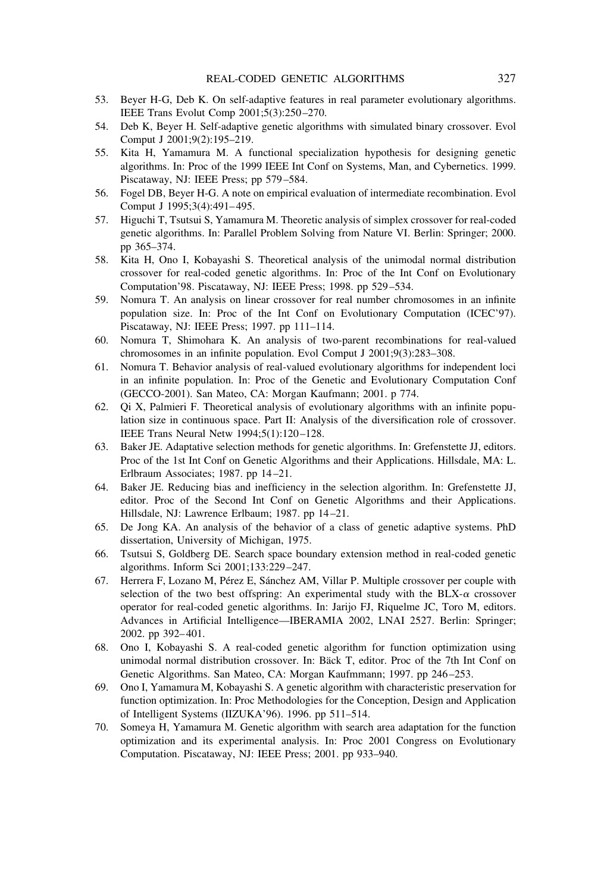53. Beyer H-G, Deb K. On self-adaptive features in real parameter evolutionary algorithms. IEEE Trans Evolut Comp 2001;5(3):250–270.
54. Deb K, Beyer H. Self-adaptive genetic algorithms with simulated binary crossover. Evol Comput J 2001;9(2):195–219.
55. Kita H, Yamamura M. A functional specialization hypothesis for designing genetic algorithms. In: Proc of the 1999 IEEE Int Conf on Systems, Man, and Cybernetics. 1999. Piscataway, NJ: IEEE Press; pp 579–584.
56. Fogel DB, Beyer H-G. A note on empirical evaluation of intermediate recombination. Evol Comput J 1995;3(4):491–495.
57. Higuchi T, Tsutsui S, Yamamura M. Theoretic analysis of simplex crossover for real-coded genetic algorithms. In: Parallel Problem Solving from Nature VI. Berlin: Springer; 2000. pp 365–374.
58. Kita H, Ono I, Kobayashi S. Theoretical analysis of the unimodal normal distribution crossover for real-coded genetic algorithms. In: Proc of the Int Conf on Evolutionary Computation'98. Piscataway, NJ: IEEE Press; 1998. pp 529–534.
59. Nomura T. An analysis on linear crossover for real number chromosomes in an infinite population size. In: Proc of the Int Conf on Evolutionary Computation (ICEC'97). Piscataway, NJ: IEEE Press; 1997. pp 111–114.
60. Nomura T, Shimohara K. An analysis of two-parent recombinations for real-valued chromosomes in an infinite population. Evol Comput J 2001;9(3):283–308.
61. Nomura T. Behavior analysis of real-valued evolutionary algorithms for independent loci in an infinite population. In: Proc of the Genetic and Evolutionary Computation Conf (GECCO-2001). San Mateo, CA: Morgan Kaufmann; 2001. p 774.
62. Qi X, Palmieri F. Theoretical analysis of evolutionary algorithms with an infinite population size in continuous space. Part II: Analysis of the diversification role of crossover. IEEE Trans Neural Netw 1994;5(1):120–128.
63. Baker JE. Adaptative selection methods for genetic algorithms. In: Grefenstette JJ, editors. Proc of the 1st Int Conf on Genetic Algorithms and their Applications. Hillsdale, MA: L. Erlbraum Associates; 1987. pp 14–21.
64. Baker JE. Reducing bias and inefficiency in the selection algorithm. In: Grefenstette JJ, editor. Proc of the Second Int Conf on Genetic Algorithms and their Applications. Hillsdale, NJ: Lawrence Erlbaum; 1987. pp 14–21.
65. De Jong KA. An analysis of the behavior of a class of genetic adaptive systems. PhD dissertation, University of Michigan, 1975.
66. Tsutsui S, Goldberg DE. Search space boundary extension method in real-coded genetic algorithms. Inform Sci 2001;133:229–247.
67. Herrera F, Lozano M, Pérez E, Sánchez AM, Villar P. Multiple crossover per couple with selection of the two best offspring: An experimental study with the BLX-$\alpha$ crossover operator for real-coded genetic algorithms. In: Jarijo FJ, Riquelme JC, Toro M, editors. Advances in Artificial Intelligence—IBERAMIA 2002, LNAI 2527. Berlin: Springer; 2002. pp 392–401.
68. Ono I, Kobayashi S. A real-coded genetic algorithm for function optimization using unimodal normal distribution crossover. In: Bäck T, editor. Proc of the 7th Int Conf on Genetic Algorithms. San Mateo, CA: Morgan Kaufmmann; 1997. pp 246–253.
69. Ono I, Yamamura M, Kobayashi S. A genetic algorithm with characteristic preservation for function optimization. In: Proc Methodologies for the Conception, Design and Application of Intelligent Systems (IIZUKA'96). 1996. pp 511–514.
70. Someya H, Yamamura M. Genetic algorithm with search area adaptation for the function optimization and its experimental analysis. In: Proc 2001 Congress on Evolutionary Computation. Piscataway, NJ: IEEE Press; 2001. pp 933–940.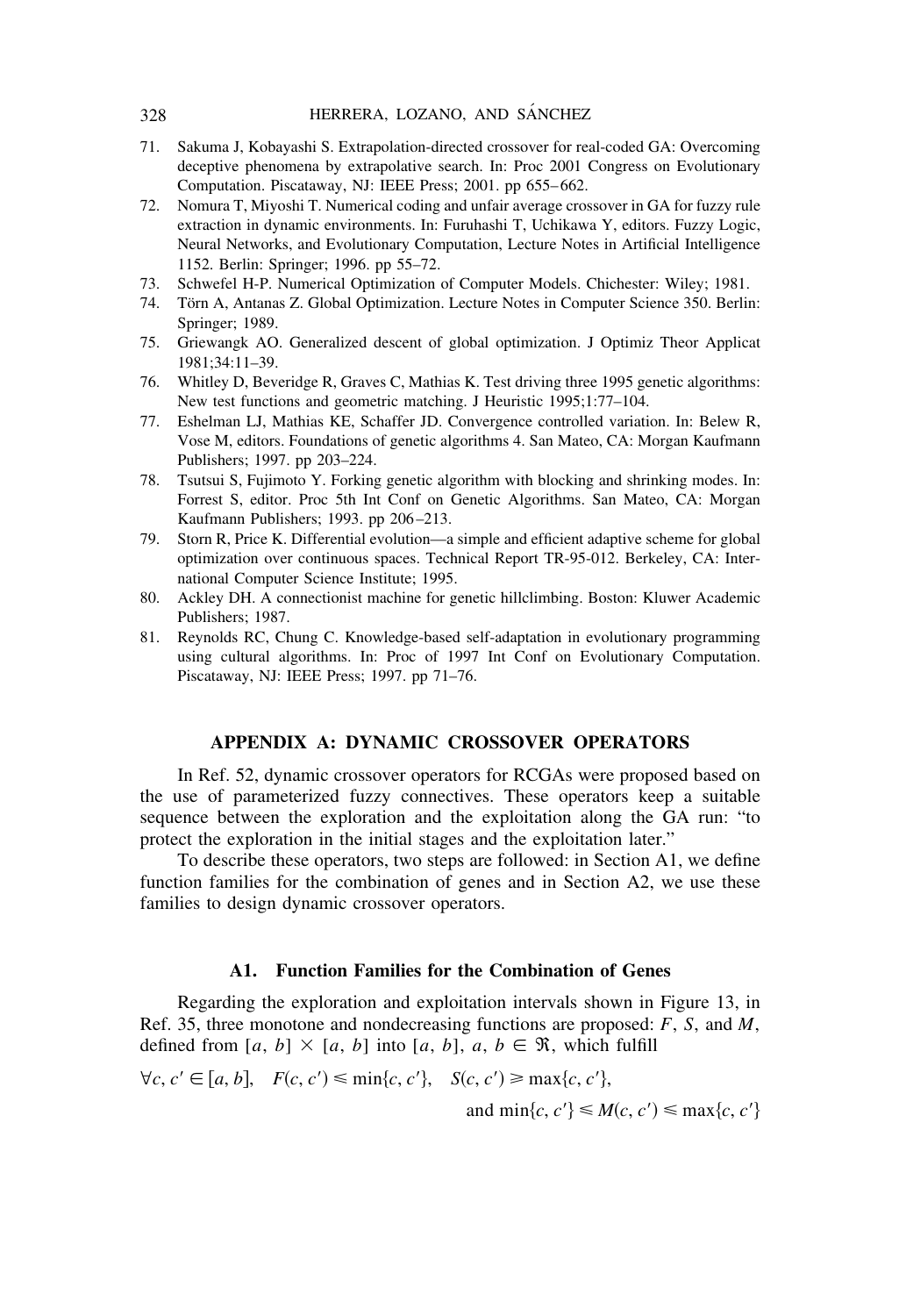71. Sakuma J, Kobayashi S. Extrapolation-directed crossover for real-coded GA: Overcoming deceptive phenomena by extrapolative search. In: Proc 2001 Congress on Evolutionary Computation. Piscataway, NJ: IEEE Press; 2001. pp 655–662.
72. Nomura T, Miyoshi T. Numerical coding and unfair average crossover in GA for fuzzy rule extraction in dynamic environments. In: Furuhashi T, Uchikawa Y, editors. Fuzzy Logic, Neural Networks, and Evolutionary Computation, Lecture Notes in Artificial Intelligence 1152. Berlin: Springer; 1996. pp 55–72.
73. Schwefel H-P. Numerical Optimization of Computer Models. Chichester: Wiley; 1981.
74. Törn A, Antanas Z. Global Optimization. Lecture Notes in Computer Science 350. Berlin: Springer; 1989.
75. Griewangk AO. Generalized descent of global optimization. J Optimiz Theor Applicat 1981;34:11–39.
76. Whitley D, Beveridge R, Graves C, Mathias K. Test driving three 1995 genetic algorithms: New test functions and geometric matching. J Heuristic 1995;1:77–104.
77. Eshelman LJ, Mathias KE, Schaffer JD. Convergence controlled variation. In: Belew R, Vose M, editors. Foundations of genetic algorithms 4. San Mateo, CA: Morgan Kaufmann Publishers; 1997. pp 203–224.
78. Tsutsui S, Fujimoto Y. Forking genetic algorithm with blocking and shrinking modes. In: Forrest S, editor. Proc 5th Int Conf on Genetic Algorithms. San Mateo, CA: Morgan Kaufmann Publishers; 1993. pp 206–213.
79. Storn R, Price K. Differential evolution—a simple and efficient adaptive scheme for global optimization over continuous spaces. Technical Report TR-95-012. Berkeley, CA: International Computer Science Institute; 1995.
80. Ackley DH. A connectionist machine for genetic hillclimbing. Boston: Kluwer Academic Publishers; 1987.
81. Reynolds RC, Chung C. Knowledge-based self-adaptation in evolutionary programming using cultural algorithms. In: Proc of 1997 Int Conf on Evolutionary Computation. Piscataway, NJ: IEEE Press; 1997. pp 71–76.

## APPENDIX A: DYNAMIC CROSSOVER OPERATORS

In Ref. 52, dynamic crossover operators for RCGAs were proposed based on the use of parameterized fuzzy connectives. These operators keep a suitable sequence between the exploration and the exploitation along the GA run: "to protect the exploration in the initial stages and the exploitation later."

To describe these operators, two steps are followed: in Section A1, we define function families for the combination of genes and in Section A2, we use these families to design dynamic crossover operators.

### A1. Function Families for the Combination of Genes

Regarding the exploration and exploitation intervals shown in Figure 13, in Ref. 35, three monotone and nondecreasing functions are proposed: $F$, $S$, and $M$, defined from $[a, b] \times [a, b]$ into $[a, b]$, $a, b \in \Re$, which fulfill

$$\forall c, c' \in [a, b], \quad F(c, c') \leq \min\{c, c'\}, \quad S(c, c') \geq \max\{c, c'\},$$
$$\text{and } \min\{c, c'\} \leq M(c, c') \leq \max\{c, c'\}$$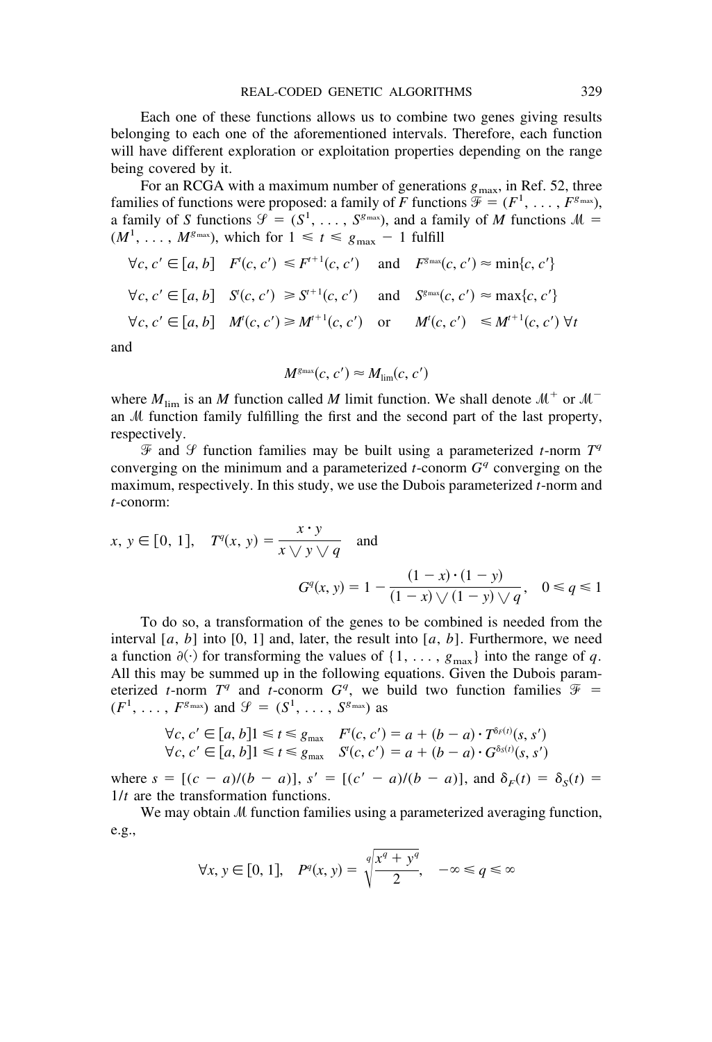Each one of these functions allows us to combine two genes giving results belonging to each one of the aforementioned intervals. Therefore, each function will have different exploration or exploitation properties depending on the range being covered by it.

For an RCGA with a maximum number of generations $g_{\max}$, in Ref. 52, three families of functions were proposed: a family of $F$ functions $\mathcal{F} = (F^1, \ldots, F^{g_{\max}})$, a family of $S$ functions $\mathcal{S} = (S^1, \ldots, S^{g_{\max}})$, and a family of $M$ functions $\mathcal{M} = (M^1, \ldots, M^{g_{\max}})$, which for $1 \leqslant t \leqslant g_{\max} - 1$ fulfill

$$\forall c, c' \in [a, b] \quad F^t(c, c') \leqslant F^{t+1}(c, c') \quad \text{and} \quad F^{g_{\max}}(c, c') \approx \min\{c, c'\}$$

$$\forall c, c' \in [a, b] \quad S^t(c, c') \geqslant S^{t+1}(c, c') \quad \text{and} \quad S^{g_{\max}}(c, c') \approx \max\{c, c'\}$$

$$\forall c, c' \in [a, b] \quad M^t(c, c') \geqslant M^{t+1}(c, c') \quad \text{or} \quad M^t(c, c') \leqslant M^{t+1}(c, c') \; \forall t$$

and

$$M^{g_{\max}}(c, c') \approx M_{\lim}(c, c')$$

where $M_{\lim}$ is an $M$ function called $M$ limit function. We shall denote $\mathcal{M}^+$ or $\mathcal{M}^-$ an $\mathcal{M}$ function family fulfilling the first and the second part of the last property, respectively.

$\mathcal{F}$ and $\mathcal{S}$ function families may be built using a parameterized $t$-norm $T^q$ converging on the minimum and a parameterized $t$-conorm $G^q$ converging on the maximum, respectively. In this study, we use the Dubois parameterized $t$-norm and $t$-conorm:

$$x, y \in [0, 1], \quad T^q(x, y) = \frac{x \cdot y}{x \vee y \vee q} \quad \text{and}$$

$$G^q(x, y) = 1 - \frac{(1 - x) \cdot (1 - y)}{(1 - x) \vee (1 - y) \vee q}, \quad 0 \leqslant q \leqslant 1$$

To do so, a transformation of the genes to be combined is needed from the interval $[a, b]$ into $[0, 1]$ and, later, the result into $[a, b]$. Furthermore, we need a function $\partial(\cdot)$ for transforming the values of $\{1, \ldots, g_{\max}\}$ into the range of $q$. All this may be summed up in the following equations. Given the Dubois parameterized $t$-norm $T^q$ and $t$-conorm $G^q$, we build two function families $\mathcal{F} = (F^1, \ldots, F^{g_{\max}})$ and $\mathcal{S} = (S^1, \ldots, S^{g_{\max}})$ as

$$\forall c, c' \in [a, b] 1 \leqslant t \leqslant g_{\max} \quad F^t(c, c') = a + (b - a) \cdot T^{\delta_F(t)}(s, s')$$
$$\forall c, c' \in [a, b] 1 \leqslant t \leqslant g_{\max} \quad S^t(c, c') = a + (b - a) \cdot G^{\delta_S(t)}(s, s')$$

where $s = [(c - a)/(b - a)]$, $s' = [(c' - a)/(b - a)]$, and $\delta_F(t) = \delta_S(t) = 1/t$ are the transformation functions.

We may obtain $\mathcal{M}$ function families using a parameterized averaging function, e.g.,

$$\forall x, y \in [0, 1], \quad P^q(x, y) = \sqrt[q]{\frac{x^q + y^q}{2}}, \quad -\infty \leqslant q \leqslant \infty$$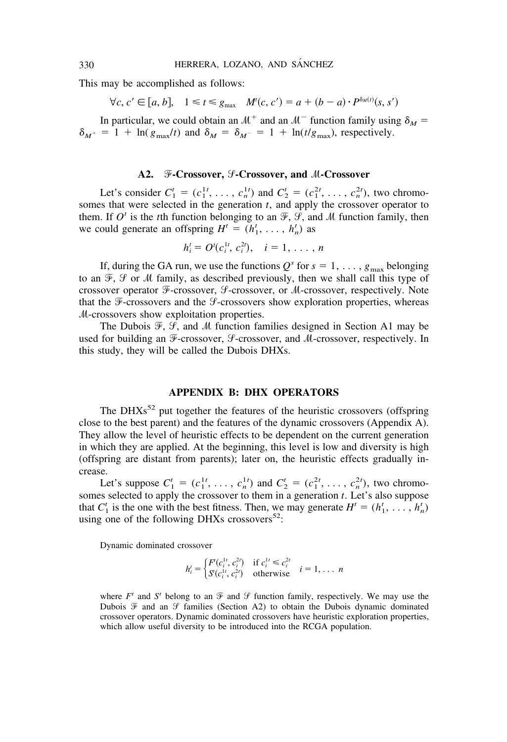This may be accomplished as follows:

$$\forall c, c' \in [a, b], \quad 1 \leq t \leq g_{\max} \quad M^t(c, c') = a + (b - a) \cdot P^{\delta_M(t)}(s, s')$$

In particular, we could obtain an $\mathcal{M}^+$ and an $\mathcal{M}^-$ function family using $\delta_M = \delta_{M^+} = 1 + \ln(g_{\max}/t)$ and $\delta_M = \delta_{M^-} = 1 + \ln(t/g_{\max})$, respectively.

### A2. $\mathcal{F}$-Crossover, $\mathcal{S}$-Crossover, and $\mathcal{M}$-Crossover

Let's consider $C_1^t = (c_1^{1t}, \ldots, c_n^{1t})$ and $C_2^t = (c_1^{2t}, \ldots, c_n^{2t})$, two chromosomes that were selected in the generation $t$, and apply the crossover operator to them. If $O^t$ is the $t$th function belonging to an $\mathcal{F}$, $\mathcal{S}$, and $\mathcal{M}$ function family, then we could generate an offspring $H^t = (h_1^t, \ldots, h_n^t)$ as

$$h_i^t = O^t(c_i^{1t}, c_i^{2t}), \quad i = 1, \ldots, n$$

If, during the GA run, we use the functions $Q^s$ for $s = 1, \ldots, g_{\max}$ belonging to an $\mathcal{F}$, $\mathcal{S}$ or $\mathcal{M}$ family, as described previously, then we shall call this type of crossover operator $\mathcal{F}$-crossover, $\mathcal{S}$-crossover, or $\mathcal{M}$-crossover, respectively. Note that the $\mathcal{F}$-crossovers and the $\mathcal{S}$-crossovers show exploration properties, whereas $\mathcal{M}$-crossovers show exploitation properties.

The Dubois $\mathcal{F}$, $\mathcal{S}$, and $\mathcal{M}$ function families designed in Section A1 may be used for building an $\mathcal{F}$-crossover, $\mathcal{S}$-crossover, and $\mathcal{M}$-crossover, respectively. In this study, they will be called the Dubois DHXs.

## APPENDIX B: DHX OPERATORS

The DHXs[52] put together the features of the heuristic crossovers (offspring close to the best parent) and the features of the dynamic crossovers (Appendix A). They allow the level of heuristic effects to be dependent on the current generation in which they are applied. At the beginning, this level is low and diversity is high (offspring are distant from parents); later on, the heuristic effects gradually increase.

Let's suppose $C_1^t = (c_1^{1t}, \ldots, c_n^{1t})$ and $C_2^t = (c_1^{2t}, \ldots, c_n^{2t})$, two chromosomes selected to apply the crossover to them in a generation $t$. Let's also suppose that $C_1^t$ is the one with the best fitness. Then, we may generate $H^t = (h_1^t, \ldots, h_n^t)$ using one of the following DHXs crossovers[52]:

Dynamic dominated crossover

$$h_i^t = \begin{cases} F^t(c_i^{1t}, c_i^{2t}) & \text{if } c_i^{1t} \leq c_i^{2t} \\ S^t(c_i^{1t}, c_i^{2t}) & \text{otherwise} \end{cases} \quad i = 1, \ldots\ n$$

where $F^t$ and $S^t$ belong to an $\mathcal{F}$ and $\mathcal{S}$ function family, respectively. We may use the Dubois $\mathcal{F}$ and an $\mathcal{S}$ families (Section A2) to obtain the Dubois dynamic dominated crossover operators. Dynamic dominated crossovers have heuristic exploration properties, which allow useful diversity to be introduced into the RCGA population.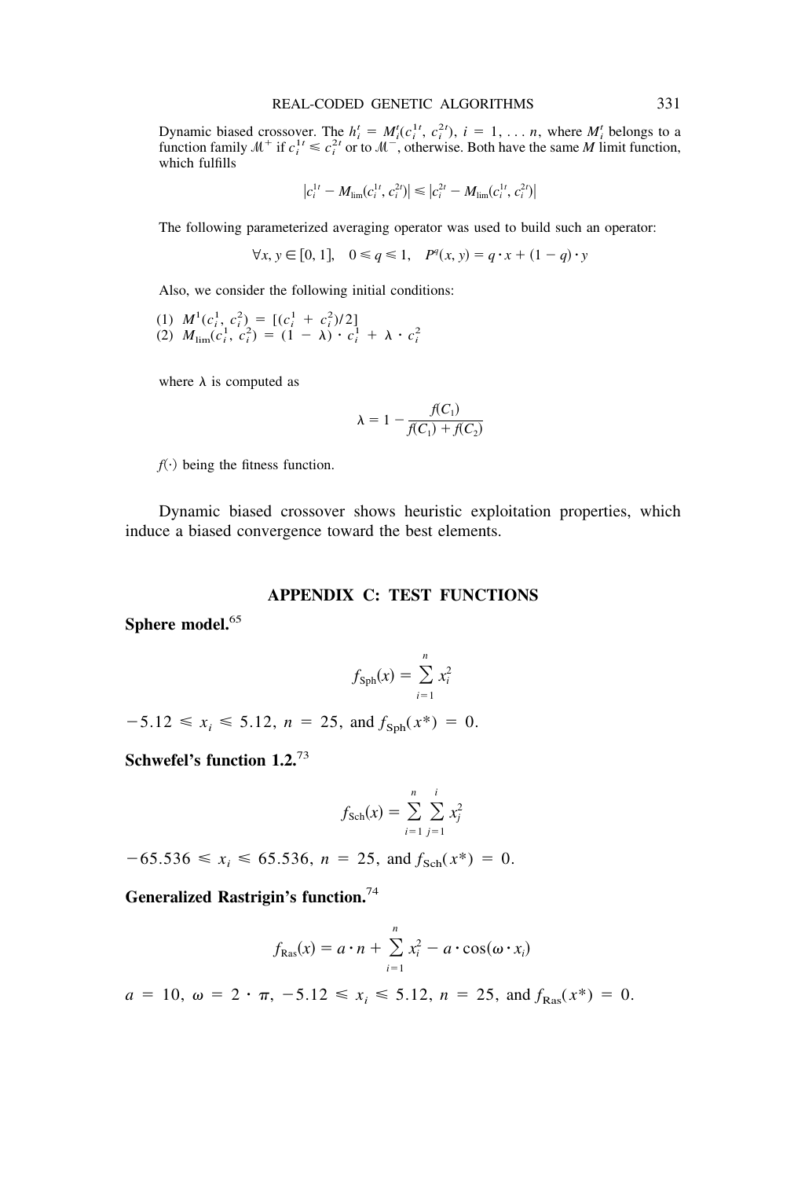Dynamic biased crossover. The $h_i^t = M_i^t(c_i^{1t}, c_i^{2t})$, $i = 1, \ldots n$, where $M_i^t$ belongs to a function family $\mathcal{M}^+$ if $c_i^{1t} \leqslant c_i^{2t}$ or to $\mathcal{M}^-$, otherwise. Both have the same $M$ limit function, which fulfills

$$|c_i^{1t} - M_{\lim}(c_i^{1t}, c_i^{2t})| \leqslant |c_i^{2t} - M_{\lim}(c_i^{1t}, c_i^{2t})|$$

The following parameterized averaging operator was used to build such an operator:

$$\forall x, y \in [0, 1], \quad 0 \leqslant q \leqslant 1, \quad P^q(x, y) = q \cdot x + (1 - q) \cdot y$$

Also, we consider the following initial conditions:

(1) $M^1(c_i^1, c_i^2) = [(c_i^1 + c_i^2)/2]$
(2) $M_{\lim}(c_i^1, c_i^2) = (1 - \lambda) \cdot c_i^1 + \lambda \cdot c_i^2$

where $\lambda$ is computed as

$$\lambda = 1 - \frac{f(C_1)}{f(C_1) + f(C_2)}$$

$f(\cdot)$ being the fitness function.

Dynamic biased crossover shows heuristic exploitation properties, which induce a biased convergence toward the best elements.

## APPENDIX C: TEST FUNCTIONS

**Sphere model.**[65]

$$f_{\text{Sph}}(x) = \sum_{i=1}^{n} x_i^2$$

$-5.12 \leqslant x_i \leqslant 5.12$, $n = 25$, and $f_{\text{Sph}}(x^*) = 0$.

**Schwefel's function 1.2.**[73]

$$f_{\text{Sch}}(x) = \sum_{i=1}^{n} \sum_{j=1}^{i} x_j^2$$

$-65.536 \leqslant x_i \leqslant 65.536$, $n = 25$, and $f_{\text{Sch}}(x^*) = 0$.

**Generalized Rastrigin's function.**[74]

$$f_{\text{Ras}}(x) = a \cdot n + \sum_{i=1}^{n} x_i^2 - a \cdot \cos(\omega \cdot x_i)$$

$a = 10$, $\omega = 2 \cdot \pi$, $-5.12 \leqslant x_i \leqslant 5.12$, $n = 25$, and $f_{\text{Ras}}(x^*) = 0$.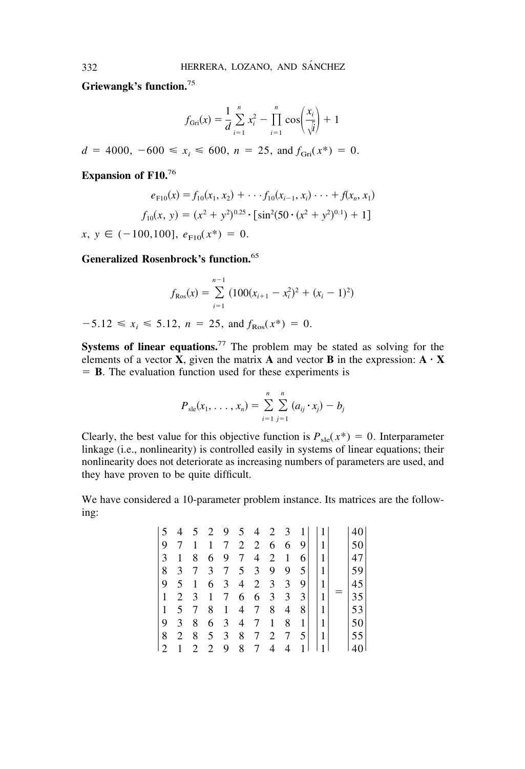**Griewangk's function.**[75]

$$f_{\mathrm{Gri}}(x) = \frac{1}{d}\sum_{i=1}^{n} x_i^2 - \prod_{i=1}^{n}\cos\left(\frac{x_i}{\sqrt{i}}\right) + 1$$

$d = 4000$, $-600 \leqslant x_i \leqslant 600$, $n = 25$, and $f_{\mathrm{Gri}}(x^*) = 0$.

**Expansion of F10.**[76]

$$e_{\mathrm{F10}}(x) = f_{10}(x_1, x_2) + \cdots f_{10}(x_{i-1}, x_i) \cdots + f(x_n, x_1)$$

$$f_{10}(x, y) = (x^2 + y^2)^{0.25} \cdot [\sin^2(50 \cdot (x^2 + y^2)^{0.1}) + 1]$$

$x, y \in (-100,100]$, $e_{\mathrm{F10}}(x^*) = 0$.

**Generalized Rosenbrock's function.**[65]

$$f_{\mathrm{Ros}}(x) = \sum_{i=1}^{n-1} (100(x_{i+1} - x_i^2)^2 + (x_i - 1)^2)$$

$-5.12 \leqslant x_i \leqslant 5.12$, $n = 25$, and $f_{\mathrm{Ros}}(x^*) = 0$.

**Systems of linear equations.**[77] The problem may be stated as solving for the elements of a vector **X**, given the matrix **A** and vector **B** in the expression: **A** · **X** = **B**. The evaluation function used for these experiments is

$$P_{\mathrm{sle}}(x_1, \ldots, x_n) = \sum_{i=1}^{n}\sum_{j=1}^{n} (a_{ij} \cdot x_j) - b_j$$

Clearly, the best value for this objective function is $P_{\mathrm{sle}}(x^*) = 0$. Interparameter linkage (i.e., nonlinearity) is controlled easily in systems of linear equations; their nonlinearity does not deteriorate as increasing numbers of parameters are used, and they have proven to be quite difficult.

We have considered a 10-parameter problem instance. Its matrices are the following:

$$\begin{vmatrix} 5 & 4 & 5 & 2 & 9 & 5 & 4 & 2 & 3 & 1 \\ 9 & 7 & 1 & 1 & 7 & 2 & 2 & 6 & 6 & 9 \\ 3 & 1 & 8 & 6 & 9 & 7 & 4 & 2 & 1 & 6 \\ 8 & 3 & 7 & 3 & 7 & 5 & 3 & 9 & 9 & 5 \\ 9 & 5 & 1 & 6 & 3 & 4 & 2 & 3 & 3 & 9 \\ 1 & 2 & 3 & 1 & 7 & 6 & 6 & 3 & 3 & 3 \\ 1 & 5 & 7 & 8 & 1 & 4 & 7 & 8 & 4 & 8 \\ 9 & 3 & 8 & 6 & 3 & 4 & 7 & 1 & 8 & 1 \\ 8 & 2 & 8 & 5 & 3 & 8 & 7 & 2 & 7 & 5 \\ 2 & 1 & 2 & 2 & 9 & 8 & 7 & 4 & 4 & 1 \end{vmatrix} \begin{vmatrix} 1 \\ 1 \\ 1 \\ 1 \\ 1 \\ 1 \\ 1 \\ 1 \\ 1 \\ 1 \end{vmatrix} = \begin{vmatrix} 40 \\ 50 \\ 47 \\ 59 \\ 45 \\ 35 \\ 53 \\ 50 \\ 55 \\ 40 \end{vmatrix}$$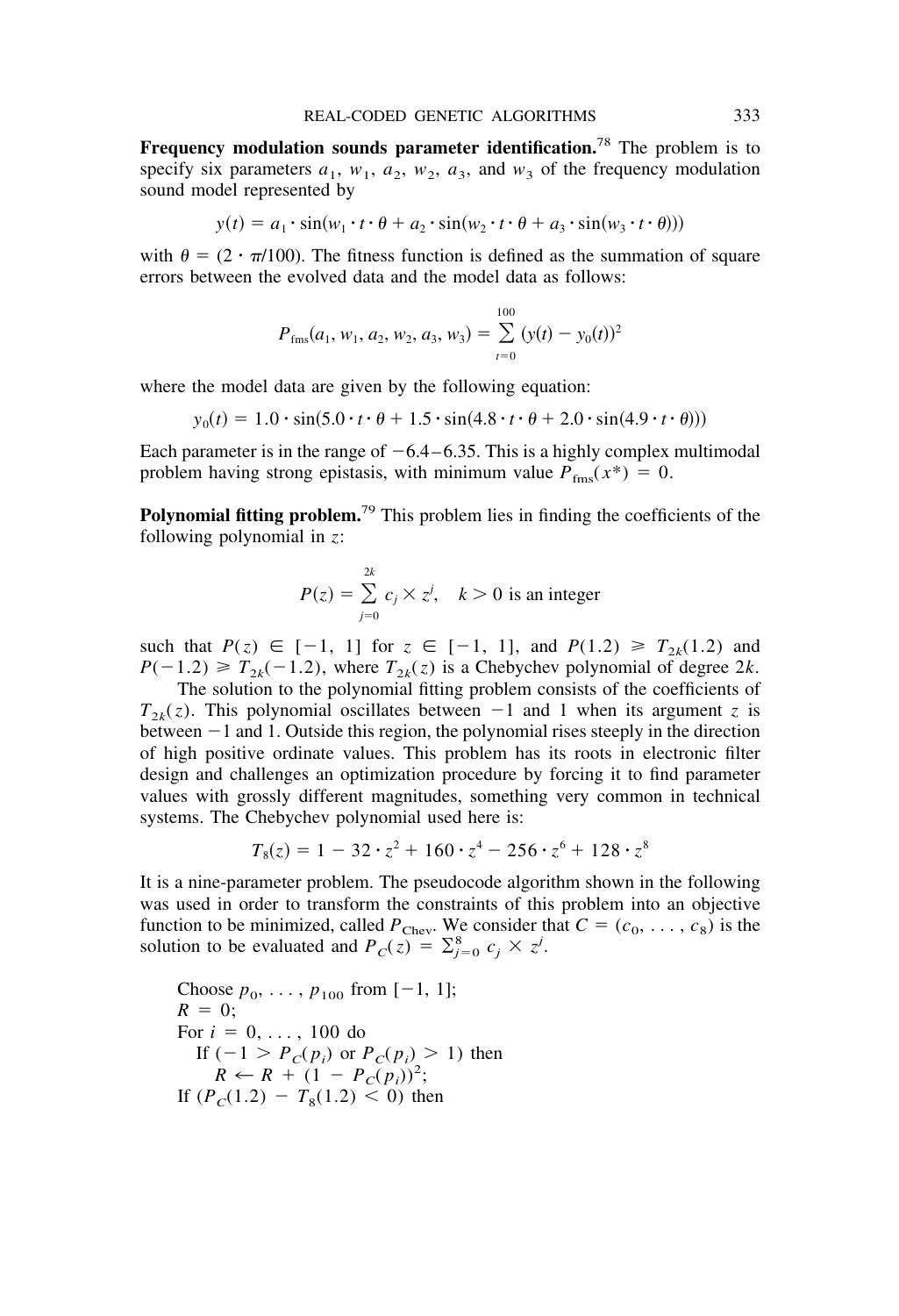**Frequency modulation sounds parameter identification.**[78] The problem is to specify six parameters $a_1$, $w_1$, $a_2$, $w_2$, $a_3$, and $w_3$ of the frequency modulation sound model represented by

$$y(t) = a_1 \cdot \sin(w_1 \cdot t \cdot \theta + a_2 \cdot \sin(w_2 \cdot t \cdot \theta + a_3 \cdot \sin(w_3 \cdot t \cdot \theta)))$$

with $\theta = (2 \cdot \pi/100)$. The fitness function is defined as the summation of square errors between the evolved data and the model data as follows:

$$P_{\text{fms}}(a_1, w_1, a_2, w_2, a_3, w_3) = \sum_{t=0}^{100} (y(t) - y_0(t))^2$$

where the model data are given by the following equation:

$$y_0(t) = 1.0 \cdot \sin(5.0 \cdot t \cdot \theta + 1.5 \cdot \sin(4.8 \cdot t \cdot \theta + 2.0 \cdot \sin(4.9 \cdot t \cdot \theta)))$$

Each parameter is in the range of $-6.4$–$6.35$. This is a highly complex multimodal problem having strong epistasis, with minimum value $P_{\text{fms}}(x^*) = 0$.

**Polynomial fitting problem.**[79] This problem lies in finding the coefficients of the following polynomial in $z$:

$$P(z) = \sum_{j=0}^{2k} c_j \times z^j, \quad k > 0 \text{ is an integer}$$

such that $P(z) \in [-1, 1]$ for $z \in [-1, 1]$, and $P(1.2) \geqslant T_{2k}(1.2)$ and $P(-1.2) \geqslant T_{2k}(-1.2)$, where $T_{2k}(z)$ is a Chebychev polynomial of degree $2k$.

The solution to the polynomial fitting problem consists of the coefficients of $T_{2k}(z)$. This polynomial oscillates between $-1$ and 1 when its argument $z$ is between $-1$ and 1. Outside this region, the polynomial rises steeply in the direction of high positive ordinate values. This problem has its roots in electronic filter design and challenges an optimization procedure by forcing it to find parameter values with grossly different magnitudes, something very common in technical systems. The Chebychev polynomial used here is:

$$T_8(z) = 1 - 32 \cdot z^2 + 160 \cdot z^4 - 256 \cdot z^6 + 128 \cdot z^8$$

It is a nine-parameter problem. The pseudocode algorithm shown in the following was used in order to transform the constraints of this problem into an objective function to be minimized, called $P_{\text{Chev}}$. We consider that $C = (c_0, \ldots, c_8)$ is the solution to be evaluated and $P_C(z) = \sum_{j=0}^{8} c_j \times z^j$.

```
Choose p_0, ..., p_100 from [−1, 1];
R = 0;
For i = 0, ..., 100 do
   If (−1 > P_C(p_i) or P_C(p_i) > 1) then
      R ← R + (1 − P_C(p_i))^2;
If (P_C(1.2) − T_8(1.2) < 0) then
```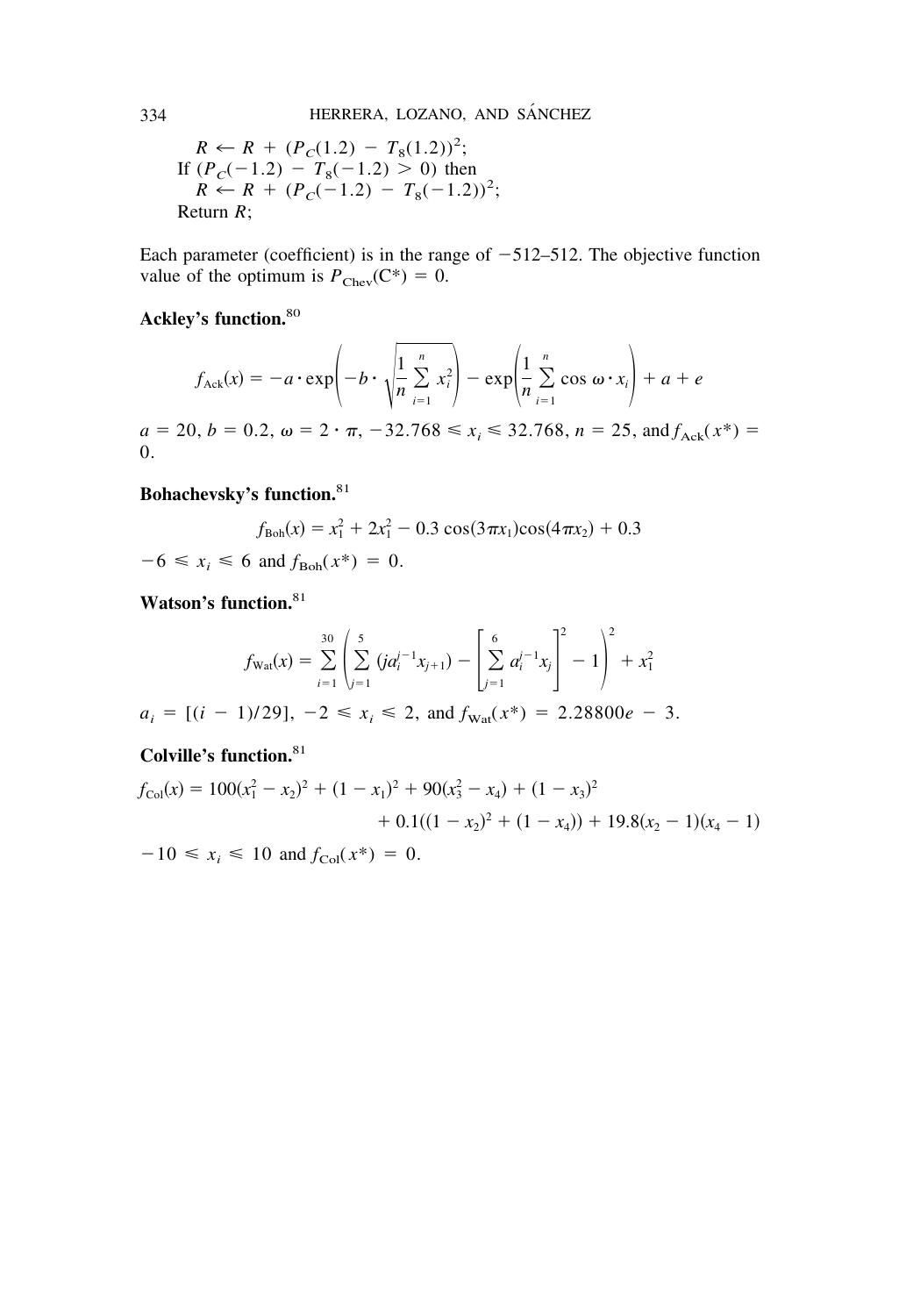```
    R ← R + (P_C(1.2) − T_8(1.2))^2;
If (P_C(−1.2) − T_8(−1.2) > 0) then
    R ← R + (P_C(−1.2) − T_8(−1.2))^2;
Return R;
```

Each parameter (coefficient) is in the range of −512–512. The objective function value of the optimum is $P_{\text{Chev}}(C^*) = 0$.

**Ackley's function.**[80]

$$f_{\text{Ack}}(x) = -a \cdot \exp\left(-b \cdot \sqrt{\frac{1}{n}\sum_{i=1}^{n} x_i^2}\right) - \exp\left(\frac{1}{n}\sum_{i=1}^{n} \cos \omega \cdot x_i\right) + a + e$$

$a = 20$, $b = 0.2$, $\omega = 2 \cdot \pi$, $-32.768 \leqslant x_i \leqslant 32.768$, $n = 25$, and $f_{\text{Ack}}(x^*) = 0$.

**Bohachevsky's function.**[81]

$$f_{\text{Boh}}(x) = x_1^2 + 2x_1^2 - 0.3\cos(3\pi x_1)\cos(4\pi x_2) + 0.3$$

$-6 \leqslant x_i \leqslant 6$ and $f_{\text{Boh}}(x^*) = 0$.

**Watson's function.**[81]

$$f_{\text{Wat}}(x) = \sum_{i=1}^{30}\left(\sum_{j=1}^{5}(ja_i^{j-1}x_{j+1}) - \left[\sum_{j=1}^{6} a_i^{j-1}x_j\right]^2 - 1\right)^2 + x_1^2$$

$a_i = [(i-1)/29]$, $-2 \leqslant x_i \leqslant 2$, and $f_{\text{Wat}}(x^*) = 2.28800e-3$.

**Colville's function.**[81]

$$f_{\text{Col}}(x) = 100(x_1^2 - x_2)^2 + (1 - x_1)^2 + 90(x_3^2 - x_4) + (1 - x_3)^2 + 0.1((1 - x_2)^2 + (1 - x_4)) + 19.8(x_2 - 1)(x_4 - 1)$$

$-10 \leqslant x_i \leqslant 10$ and $f_{\text{Col}}(x^*) = 0$.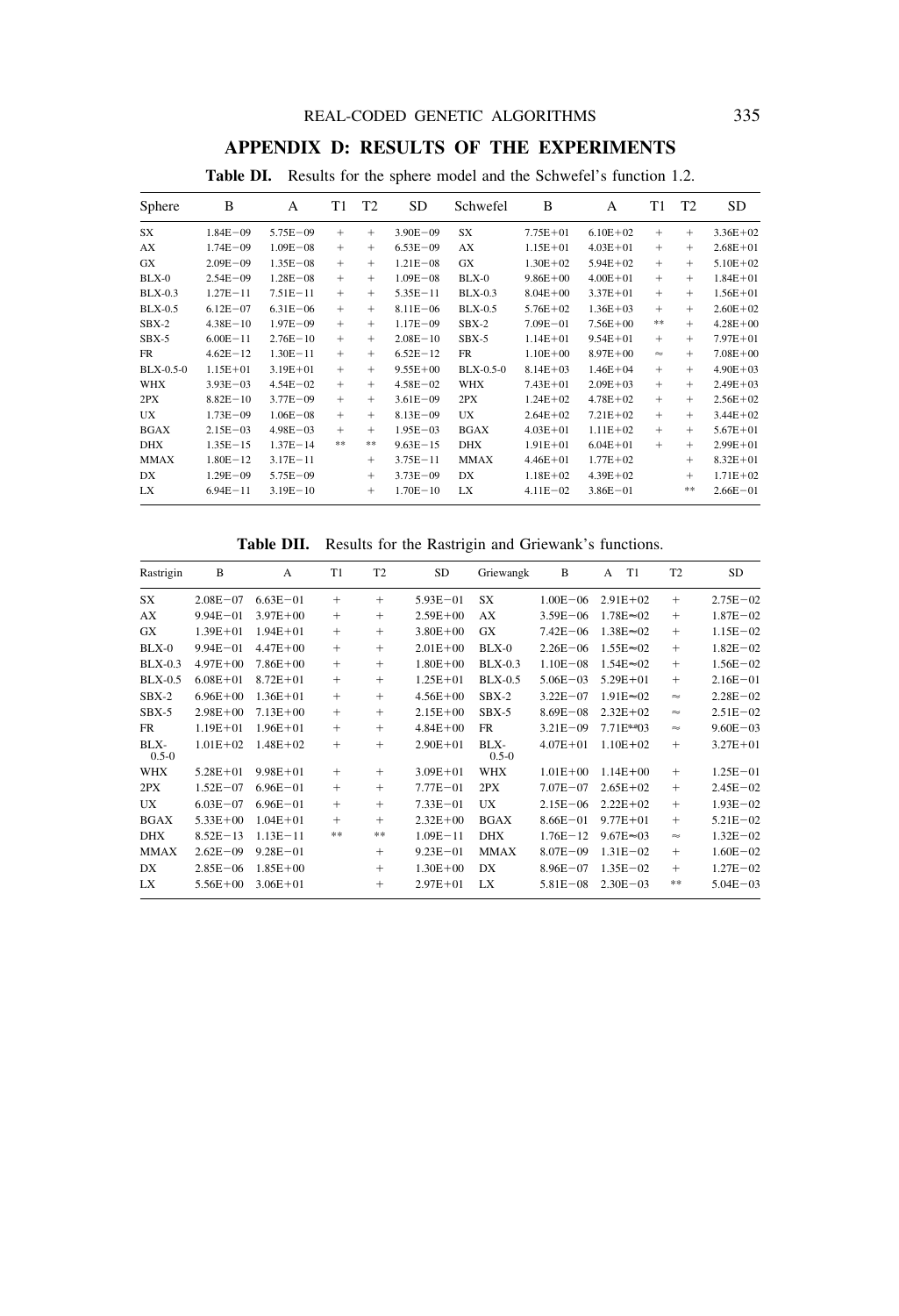## APPENDIX D: RESULTS OF THE EXPERIMENTS

**Table DI.** Results for the sphere model and the Schwefel's function 1.2.

| Sphere | B | A | T1 | T2 | SD | Schwefel | B | A | T1 | T2 | SD |
|---|---|---|---|---|---|---|---|---|---|---|---|
| SX | 1.84E−09 | 5.75E−09 | + | + | 3.90E−09 | SX | 7.75E+01 | 6.10E+02 | + | + | 3.36E+02 |
| AX | 1.74E−09 | 1.09E−08 | + | + | 6.53E−09 | AX | 1.15E+01 | 4.03E+01 | + | + | 2.68E+01 |
| GX | 2.09E−09 | 1.35E−08 | + | + | 1.21E−08 | GX | 1.30E+02 | 5.94E+02 | + | + | 5.10E+02 |
| BLX-0 | 2.54E−09 | 1.28E−08 | + | + | 1.09E−08 | BLX-0 | 9.86E+00 | 4.00E+01 | + | + | 1.84E+01 |
| BLX-0.3 | 1.27E−11 | 7.51E−11 | + | + | 5.35E−11 | BLX-0.3 | 8.04E+00 | 3.37E+01 | + | + | 1.56E+01 |
| BLX-0.5 | 6.12E−07 | 6.31E−06 | + | + | 8.11E−06 | BLX-0.5 | 5.76E+02 | 1.36E+03 | + | + | 2.60E+02 |
| SBX-2 | 4.38E−10 | 1.97E−09 | + | + | 1.17E−09 | SBX-2 | 7.09E−01 | 7.56E+00 | ** | + | 4.28E+00 |
| SBX-5 | 6.00E−11 | 2.76E−10 | + | + | 2.08E−10 | SBX-5 | 1.14E+01 | 9.54E+01 | + | + | 7.97E+01 |
| FR | 4.62E−12 | 1.30E−11 | + | + | 6.52E−12 | FR | 1.10E+00 | 8.97E+00 | ≈ | + | 7.08E+00 |
| BLX-0.5-0 | 1.15E+01 | 3.19E+01 | + | + | 9.55E+00 | BLX-0.5-0 | 8.14E+03 | 1.46E+04 | + | + | 4.90E+03 |
| WHX | 3.93E−03 | 4.54E−02 | + | + | 4.58E−02 | WHX | 7.43E+01 | 2.09E+03 | + | + | 2.49E+03 |
| 2PX | 8.82E−10 | 3.77E−09 | + | + | 3.61E−09 | 2PX | 1.24E+02 | 4.78E+02 | + | + | 2.56E+02 |
| UX | 1.73E−09 | 1.06E−08 | + | + | 8.13E−09 | UX | 2.64E+02 | 7.21E+02 | + | + | 3.44E+02 |
| BGAX | 2.15E−03 | 4.98E−03 | + | + | 1.95E−03 | BGAX | 4.03E+01 | 1.11E+02 | + | + | 5.67E+01 |
| DHX | 1.35E−15 | 1.37E−14 | ** | ** | 9.63E−15 | DHX | 1.91E+01 | 6.04E+01 | + | + | 2.99E+01 |
| MMAX | 1.80E−12 | 3.17E−11 | | + | 3.75E−11 | MMAX | 4.46E+01 | 1.77E+02 | | + | 8.32E+01 |
| DX | 1.29E−09 | 5.75E−09 | | + | 3.73E−09 | DX | 1.18E+02 | 4.39E+02 | | + | 1.71E+02 |
| LX | 6.94E−11 | 3.19E−10 | | + | 1.70E−10 | LX | 4.11E−02 | 3.86E−01 | | ** | 2.66E−01 |

**Table DII.** Results for the Rastrigin and Griewank's functions.

| Rastrigin | B | A | T1 | T2 | SD | Griewangk | B | A T1 | T2 | SD |
|---|---|---|---|---|---|---|---|---|---|---|
| SX | 2.08E−07 | 6.63E−01 | + | + | 5.93E−01 | SX | 1.00E−06 | 2.91E+02 | + | 2.75E−02 |
| AX | 9.94E−01 | 3.97E+00 | + | + | 2.59E+00 | AX | 3.59E−06 | 1.78E≈02 | + | 1.87E−02 |
| GX | 1.39E+01 | 1.94E+01 | + | + | 3.80E+00 | GX | 7.42E−06 | 1.38E≈02 | + | 1.15E−02 |
| BLX-0 | 9.94E−01 | 4.47E+00 | + | + | 2.01E+00 | BLX-0 | 2.26E−06 | 1.55E≈02 | + | 1.82E−02 |
| BLX-0.3 | 4.97E+00 | 7.86E+00 | + | + | 1.80E+00 | BLX-0.3 | 1.10E−08 | 1.54E≈02 | + | 1.56E−02 |
| BLX-0.5 | 6.08E+01 | 8.72E+01 | + | + | 1.25E+01 | BLX-0.5 | 5.06E−03 | 5.29E+01 | + | 2.16E−01 |
| SBX-2 | 6.96E+00 | 1.36E+01 | + | + | 4.56E+00 | SBX-2 | 3.22E−07 | 1.91E≈02 | ≈ | 2.28E−02 |
| SBX-5 | 2.98E+00 | 7.13E+00 | + | + | 2.15E+00 | SBX-5 | 8.69E−08 | 2.32E+02 | ≈ | 2.51E−02 |
| FR | 1.19E+01 | 1.96E+01 | + | + | 4.84E+00 | FR | 3.21E−09 | 7.71E**03 | ≈ | 9.60E−03 |
| BLX-0.5-0 | 1.01E+02 | 1.48E+02 | + | + | 2.90E+01 | BLX-0.5-0 | 4.07E+01 | 1.10E+02 | + | 3.27E+01 |
| WHX | 5.28E+01 | 9.98E+01 | + | + | 3.09E+01 | WHX | 1.01E+00 | 1.14E+00 | + | 1.25E−01 |
| 2PX | 1.52E−07 | 6.96E−01 | + | + | 7.77E−01 | 2PX | 7.07E−07 | 2.65E+02 | + | 2.45E−02 |
| UX | 6.03E−07 | 6.96E−01 | + | + | 7.33E−01 | UX | 2.15E−06 | 2.22E+02 | + | 1.93E−02 |
| BGAX | 5.33E+00 | 1.04E+01 | + | + | 2.32E+00 | BGAX | 8.66E−01 | 9.77E+01 | + | 5.21E−02 |
| DHX | 8.52E−13 | 1.13E−11 | ** | ** | 1.09E−11 | DHX | 1.76E−12 | 9.67E≈03 | ≈ | 1.32E−02 |
| MMAX | 2.62E−09 | 9.28E−01 | | + | 9.23E−01 | MMAX | 8.07E−09 | 1.31E−02 | + | 1.60E−02 |
| DX | 2.85E−06 | 1.85E+00 | | + | 1.30E+00 | DX | 8.96E−07 | 1.35E−02 | + | 1.27E−02 |
| LX | 5.56E+00 | 3.06E+01 | | + | 2.97E+01 | LX | 5.81E−08 | 2.30E−03 | ** | 5.04E−03 |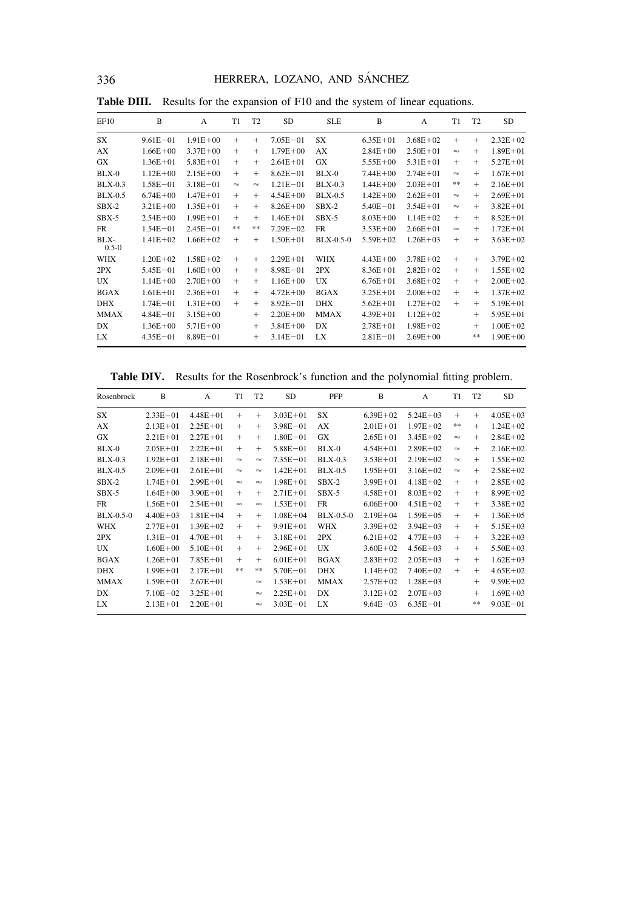**Table DIII.** Results for the expansion of F10 and the system of linear equations.

| EF10 | B | A | T1 | T2 | SD | SLE | B | A | T1 | T2 | SD |
|---|---|---|---|---|---|---|---|---|---|---|---|
| SX | 9.61E−01 | 1.91E+00 | + | + | 7.05E−01 | SX | 6.35E+01 | 3.68E+02 | + | + | 2.32E+02 |
| AX | 1.66E+00 | 3.37E+00 | + | + | 1.79E+00 | AX | 2.84E+00 | 2.50E+01 | ≈ | + | 1.89E+01 |
| GX | 1.36E+01 | 5.83E+01 | + | + | 2.64E+01 | GX | 5.55E+00 | 5.31E+01 | + | + | 5.27E+01 |
| BLX-0 | 1.12E+00 | 2.15E+00 | + | + | 8.62E−01 | BLX-0 | 7.44E+00 | 2.74E+01 | ≈ | + | 1.67E+01 |
| BLX-0.3 | 1.58E−01 | 3.18E−01 | ≈ | ≈ | 1.21E−01 | BLX-0.3 | 1.44E+00 | 2.03E+01 | ** | + | 2.16E+01 |
| BLX-0.5 | 6.74E+00 | 1.47E+01 | + | + | 4.54E+00 | BLX-0.5 | 1.42E+00 | 2.62E+01 | ≈ | + | 2.69E+01 |
| SBX-2 | 3.21E+00 | 1.35E+01 | + | + | 8.26E+00 | SBX-2 | 5.40E−01 | 3.54E+01 | ≈ | + | 3.82E+01 |
| SBX-5 | 2.54E+00 | 1.99E+01 | + | + | 1.46E+01 | SBX-5 | 8.03E+00 | 1.14E+02 | + | + | 8.52E+01 |
| FR | 1.54E−01 | 2.45E−01 | ** | ** | 7.29E−02 | FR | 3.53E+00 | 2.66E+01 | ≈ | + | 1.72E+01 |
| BLX-0.5-0 | 1.41E+02 | 1.66E+02 | + | + | 1.50E+01 | BLX-0.5-0 | 5.59E+02 | 1.26E+03 | + | + | 3.63E+02 |
| WHX | 1.20E+02 | 1.58E+02 | + | + | 2.29E+01 | WHX | 4.43E+00 | 3.78E+02 | + | + | 3.79E+02 |
| 2PX | 5.45E−01 | 1.60E+00 | + | + | 8.98E−01 | 2PX | 8.36E+01 | 2.82E+02 | + | + | 1.55E+02 |
| UX | 1.14E+00 | 2.70E+00 | + | + | 1.16E+00 | UX | 6.76E+01 | 3.68E+02 | + | + | 2.00E+02 |
| BGAX | 1.61E+01 | 2.36E+01 | + | + | 4.72E+00 | BGAX | 3.25E+01 | 2.00E+02 | + | + | 1.37E+02 |
| DHX | 1.74E−01 | 1.31E+00 | + | + | 8.92E−01 | DHX | 5.62E+01 | 1.27E+02 | + | + | 5.19E+01 |
| MMAX | 4.84E−01 | 3.15E+00 | | + | 2.20E+00 | MMAX | 4.39E+01 | 1.12E+02 | | + | 5.95E+01 |
| DX | 1.36E+00 | 5.71E+00 | | + | 3.84E+00 | DX | 2.78E+01 | 1.98E+02 | | + | 1.00E+02 |
| LX | 4.35E−01 | 8.89E−01 | | + | 3.14E−01 | LX | 2.81E−01 | 2.69E+00 | | ** | 1.90E+00 |

**Table DIV.** Results for the Rosenbrock's function and the polynomial fitting problem.

| Rosenbrock | B | A | T1 | T2 | SD | PFP | B | A | T1 | T2 | SD |
|---|---|---|---|---|---|---|---|---|---|---|---|
| SX | 2.33E−01 | 4.48E+01 | + | + | 3.03E+01 | SX | 6.39E+02 | 5.24E+03 | + | + | 4.05E+03 |
| AX | 2.13E+01 | 2.25E+01 | + | + | 3.98E−01 | AX | 2.01E+01 | 1.97E+02 | ** | + | 1.24E+02 |
| GX | 2.21E+01 | 2.27E+01 | + | + | 1.80E−01 | GX | 2.65E+01 | 3.45E+02 | ≈ | + | 2.84E+02 |
| BLX-0 | 2.05E+01 | 2.22E+01 | + | + | 5.88E−01 | BLX-0 | 4.54E+01 | 2.89E+02 | ≈ | + | 2.16E+02 |
| BLX-0.3 | 1.92E+01 | 2.18E+01 | ≈ | ≈ | 7.35E−01 | BLX-0.3 | 3.53E+01 | 2.19E+02 | ≈ | + | 1.55E+02 |
| BLX-0.5 | 2.09E+01 | 2.61E+01 | ≈ | ≈ | 1.42E+01 | BLX-0.5 | 1.95E+01 | 3.16E+02 | ≈ | + | 2.58E+02 |
| SBX-2 | 1.74E+01 | 2.99E+01 | ≈ | ≈ | 1.98E+01 | SBX-2 | 3.99E+01 | 4.18E+02 | + | + | 2.85E+02 |
| SBX-5 | 1.64E+00 | 3.90E+01 | + | + | 2.71E+01 | SBX-5 | 4.58E+01 | 8.03E+02 | + | + | 8.99E+02 |
| FR | 1.56E+01 | 2.54E+01 | ≈ | ≈ | 1.53E+01 | FR | 6.06E+00 | 4.51E+02 | + | + | 3.38E+02 |
| BLX-0.5-0 | 4.40E+03 | 1.81E+04 | + | + | 1.08E+04 | BLX-0.5-0 | 2.19E+04 | 1.59E+05 | + | + | 1.36E+05 |
| WHX | 2.77E+01 | 1.39E+02 | + | + | 9.91E+01 | WHX | 3.39E+02 | 3.94E+03 | + | + | 5.15E+03 |
| 2PX | 1.31E−01 | 4.70E+01 | + | + | 3.18E+01 | 2PX | 6.21E+02 | 4.77E+03 | + | + | 3.22E+03 |
| UX | 1.60E+00 | 5.10E+01 | + | + | 2.96E+01 | UX | 3.60E+02 | 4.56E+03 | + | + | 5.50E+03 |
| BGAX | 1.26E+01 | 7.85E+01 | + | + | 6.01E+01 | BGAX | 2.83E+02 | 2.05E+03 | + | + | 1.62E+03 |
| DHX | 1.99E+01 | 2.17E+01 | ** | ** | 5.70E−01 | DHX | 1.14E+02 | 7.40E+02 | + | + | 4.65E+02 |
| MMAX | 1.59E+01 | 2.67E+01 | | ≈ | 1.53E+01 | MMAX | 2.57E+02 | 1.28E+03 | | + | 9.59E+02 |
| DX | 7.10E−02 | 3.25E+01 | | ≈ | 2.25E+01 | DX | 3.12E+02 | 2.07E+03 | | + | 1.69E+03 |
| LX | 2.13E+01 | 2.20E+01 | | ≈ | 3.03E−01 | LX | 9.64E−03 | 6.35E−01 | | ** | 9.03E−01 |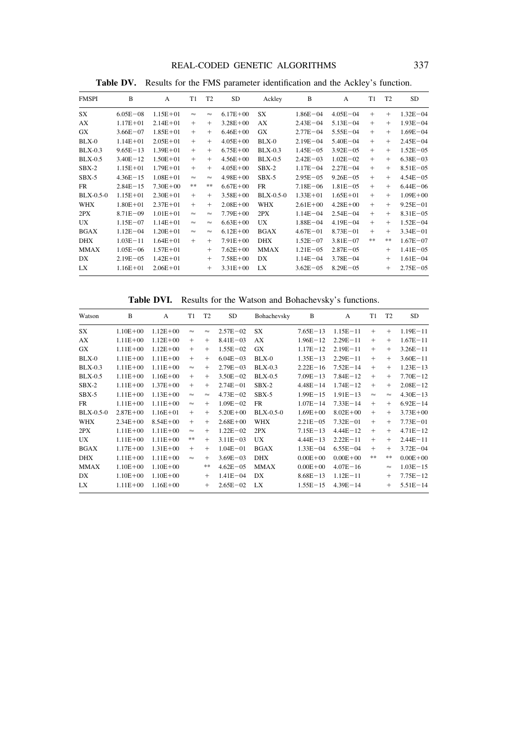**Table DV.** Results for the FMS parameter identification and the Ackley's function.

| FMSPI | B | A | T1 | T2 | SD | Ackley | B | A | T1 | T2 | SD |
|---|---|---|---|---|---|---|---|---|---|---|---|
| SX | 6.05E−08 | 1.15E+01 | ≈ | ≈ | 6.17E+00 | SX | 1.86E−04 | 4.05E−04 | + | + | 1.32E−04 |
| AX | 1.17E+01 | 2.14E+01 | + | + | 3.28E+00 | AX | 2.43E−04 | 5.13E−04 | + | + | 1.93E−04 |
| GX | 3.66E−07 | 1.85E+01 | + | + | 6.46E+00 | GX | 2.77E−04 | 5.55E−04 | + | + | 1.69E−04 |
| BLX-0 | 1.14E+01 | 2.05E+01 | + | + | 4.05E+00 | BLX-0 | 2.19E−04 | 5.40E−04 | + | + | 2.45E−04 |
| BLX-0.3 | 9.65E−13 | 1.39E+01 | + | + | 6.75E+00 | BLX-0.3 | 1.45E−05 | 3.92E−05 | + | + | 1.52E−05 |
| BLX-0.5 | 3.40E−12 | 1.50E+01 | + | + | 4.56E+00 | BLX-0.5 | 2.42E−03 | 1.02E−02 | + | + | 6.38E−03 |
| SBX-2 | 1.15E+01 | 1.79E+01 | + | + | 4.05E+00 | SBX-2 | 1.17E−04 | 2.27E−04 | + | + | 8.51E−05 |
| SBX-5 | 4.36E−15 | 1.08E+01 | ≈ | ≈ | 4.98E+00 | SBX-5 | 2.95E−05 | 9.26E−05 | + | + | 4.54E−05 |
| FR | 2.84E−15 | 7.30E+00 | ** | ** | 6.67E+00 | FR | 7.18E−06 | 1.81E−05 | + | + | 6.44E−06 |
| BLX-0.5-0 | 1.15E+01 | 2.30E+01 | + | + | 3.58E+00 | BLX-0.5-0 | 1.33E+01 | 1.65E+01 | + | + | 1.09E+00 |
| WHX | 1.80E+01 | 2.37E+01 | + | + | 2.08E+00 | WHX | 2.61E+00 | 4.28E+00 | + | + | 9.25E−01 |
| 2PX | 8.71E−09 | 1.01E+01 | ≈ | ≈ | 7.79E+00 | 2PX | 1.14E−04 | 2.54E−04 | + | + | 8.31E−05 |
| UX | 1.15E−07 | 1.14E+01 | ≈ | ≈ | 6.63E+00 | UX | 1.88E−04 | 4.19E−04 | + | + | 1.52E−04 |
| BGAX | 1.12E−04 | 1.20E+01 | ≈ | ≈ | 6.12E+00 | BGAX | 4.67E−01 | 8.73E−01 | + | + | 3.34E−01 |
| DHX | 1.03E−11 | 1.64E+01 | + | + | 7.91E+00 | DHX | 1.52E−07 | 3.81E−07 | ** | ** | 1.67E−07 |
| MMAX | 1.05E−06 | 1.57E+01 | | + | 7.62E+00 | MMAX | 1.21E−05 | 2.87E−05 | | + | 1.41E−05 |
| DX | 2.19E−05 | 1.42E+01 | | + | 7.58E+00 | DX | 1.14E−04 | 3.78E−04 | | + | 1.61E−04 |
| LX | 1.16E+01 | 2.06E+01 | | + | 3.31E+00 | LX | 3.62E−05 | 8.29E−05 | | + | 2.75E−05 |

**Table DVI.** Results for the Watson and Bohachevsky's functions.

| Watson | B | A | T1 | T2 | SD | Bohachevsky | B | A | T1 | T2 | SD |
|---|---|---|---|---|---|---|---|---|---|---|---|
| SX | 1.10E+00 | 1.12E+00 | ≈ | ≈ | 2.57E−02 | SX | 7.65E−13 | 1.15E−11 | + | + | 1.19E−11 |
| AX | 1.11E+00 | 1.12E+00 | + | + | 8.41E−03 | AX | 1.96E−12 | 2.29E−11 | + | + | 1.67E−11 |
| GX | 1.11E+00 | 1.12E+00 | + | + | 1.55E−02 | GX | 1.17E−12 | 2.19E−11 | + | + | 3.26E−11 |
| BLX-0 | 1.11E+00 | 1.11E+00 | + | + | 6.04E−03 | BLX-0 | 1.35E−13 | 2.29E−11 | + | + | 3.60E−11 |
| BLX-0.3 | 1.11E+00 | 1.11E+00 | ≈ | + | 2.79E−03 | BLX-0.3 | 2.22E−16 | 7.52E−14 | + | + | 1.23E−13 |
| BLX-0.5 | 1.11E+00 | 1.16E+00 | + | + | 3.50E−02 | BLX-0.5 | 7.09E−13 | 7.84E−12 | + | + | 7.70E−12 |
| SBX-2 | 1.11E+00 | 1.37E+00 | + | + | 2.74E−01 | SBX-2 | 4.48E−14 | 1.74E−12 | + | + | 2.08E−12 |
| SBX-5 | 1.11E+00 | 1.13E+00 | ≈ | ≈ | 4.73E−02 | SBX-5 | 1.99E−15 | 1.91E−13 | ≈ | ≈ | 4.30E−13 |
| FR | 1.11E+00 | 1.11E+00 | ≈ | + | 1.09E−02 | FR | 1.07E−14 | 7.33E−14 | + | + | 6.92E−14 |
| BLX-0.5-0 | 2.87E+00 | 1.16E+01 | + | + | 5.20E+00 | BLX-0.5-0 | 1.69E+00 | 8.02E+00 | + | + | 3.73E+00 |
| WHX | 2.34E+00 | 8.54E+00 | + | + | 2.68E+00 | WHX | 2.21E−05 | 7.32E−01 | + | + | 7.73E−01 |
| 2PX | 1.11E+00 | 1.11E+00 | ≈ | + | 1.22E−02 | 2PX | 7.15E−13 | 4.44E−12 | + | + | 4.71E−12 |
| UX | 1.11E+00 | 1.11E+00 | ** | + | 3.11E−03 | UX | 4.44E−13 | 2.22E−11 | + | + | 2.44E−11 |
| BGAX | 1.17E+00 | 1.31E+00 | + | + | 1.04E−01 | BGAX | 1.33E−04 | 6.55E−04 | + | + | 3.72E−04 |
| DHX | 1.11E+00 | 1.11E+00 | ≈ | + | 3.69E−03 | DHX | 0.00E+00 | 0.00E+00 | ** | ** | 0.00E+00 |
| MMAX | 1.10E+00 | 1.10E+00 | | ** | 4.62E−05 | MMAX | 0.00E+00 | 4.07E−16 | | ≈ | 1.03E−15 |
| DX | 1.10E+00 | 1.10E+00 | | + | 1.41E−04 | DX | 8.68E−13 | 1.12E−11 | | + | 7.75E−12 |
| LX | 1.11E+00 | 1.16E+00 | | + | 2.65E−02 | LX | 1.55E−15 | 4.39E−14 | | + | 5.51E−14 |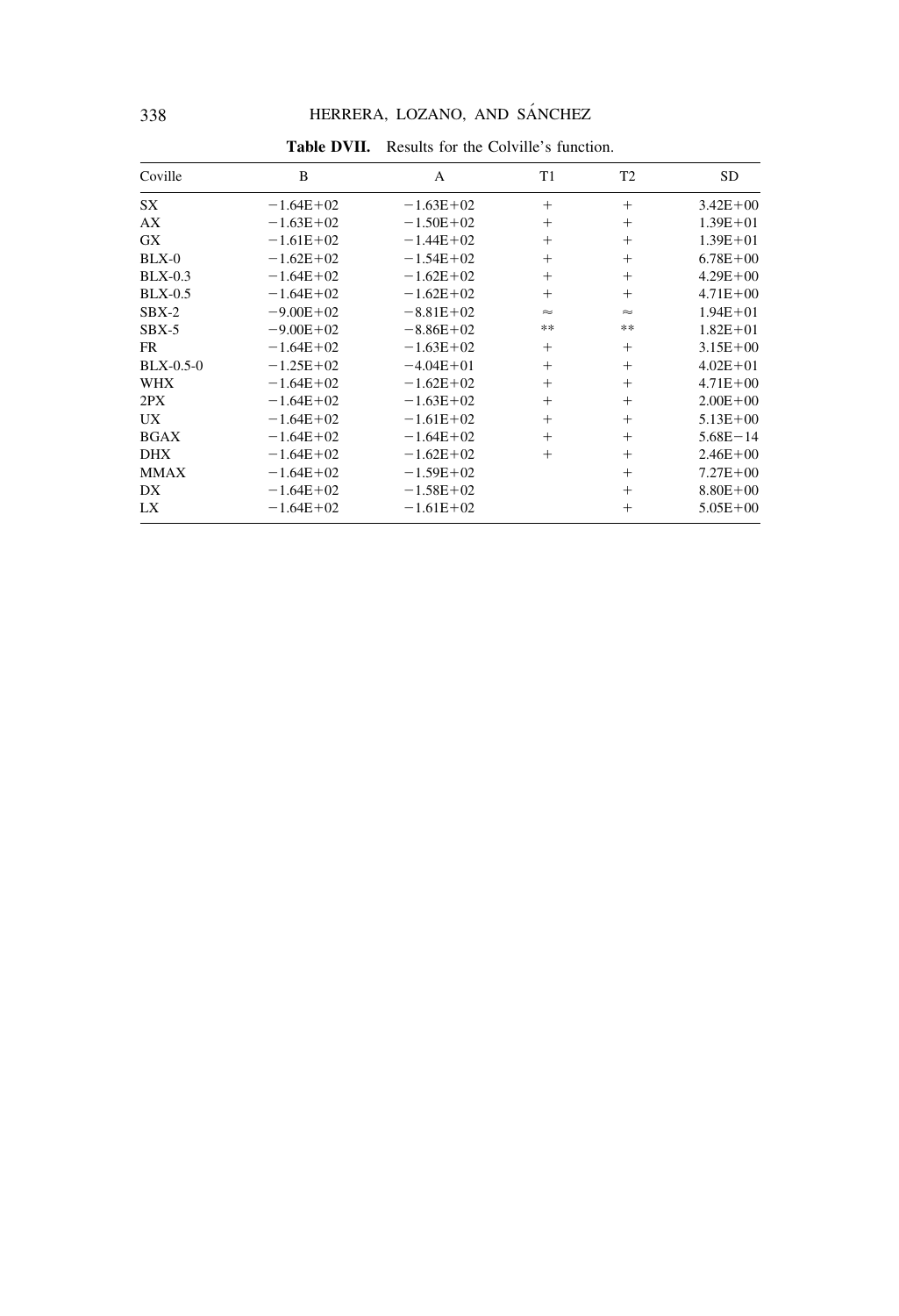**Table DVII.** Results for the Colville's function.

| Coville | B | A | T1 | T2 | SD |
|---|---|---|---|---|---|
| SX | −1.64E+02 | −1.63E+02 | + | + | 3.42E+00 |
| AX | −1.63E+02 | −1.50E+02 | + | + | 1.39E+01 |
| GX | −1.61E+02 | −1.44E+02 | + | + | 1.39E+01 |
| BLX-0 | −1.62E+02 | −1.54E+02 | + | + | 6.78E+00 |
| BLX-0.3 | −1.64E+02 | −1.62E+02 | + | + | 4.29E+00 |
| BLX-0.5 | −1.64E+02 | −1.62E+02 | + | + | 4.71E+00 |
| SBX-2 | −9.00E+02 | −8.81E+02 | ≈ | ≈ | 1.94E+01 |
| SBX-5 | −9.00E+02 | −8.86E+02 | ** | ** | 1.82E+01 |
| FR | −1.64E+02 | −1.63E+02 | + | + | 3.15E+00 |
| BLX-0.5-0 | −1.25E+02 | −4.04E+01 | + | + | 4.02E+01 |
| WHX | −1.64E+02 | −1.62E+02 | + | + | 4.71E+00 |
| 2PX | −1.64E+02 | −1.63E+02 | + | + | 2.00E+00 |
| UX | −1.64E+02 | −1.61E+02 | + | + | 5.13E+00 |
| BGAX | −1.64E+02 | −1.64E+02 | + | + | 5.68E−14 |
| DHX | −1.64E+02 | −1.62E+02 | + | + | 2.46E+00 |
| MMAX | −1.64E+02 | −1.59E+02 | | + | 7.27E+00 |
| DX | −1.64E+02 | −1.58E+02 | | + | 8.80E+00 |
| LX | −1.64E+02 | −1.61E+02 | | + | 5.05E+00 |